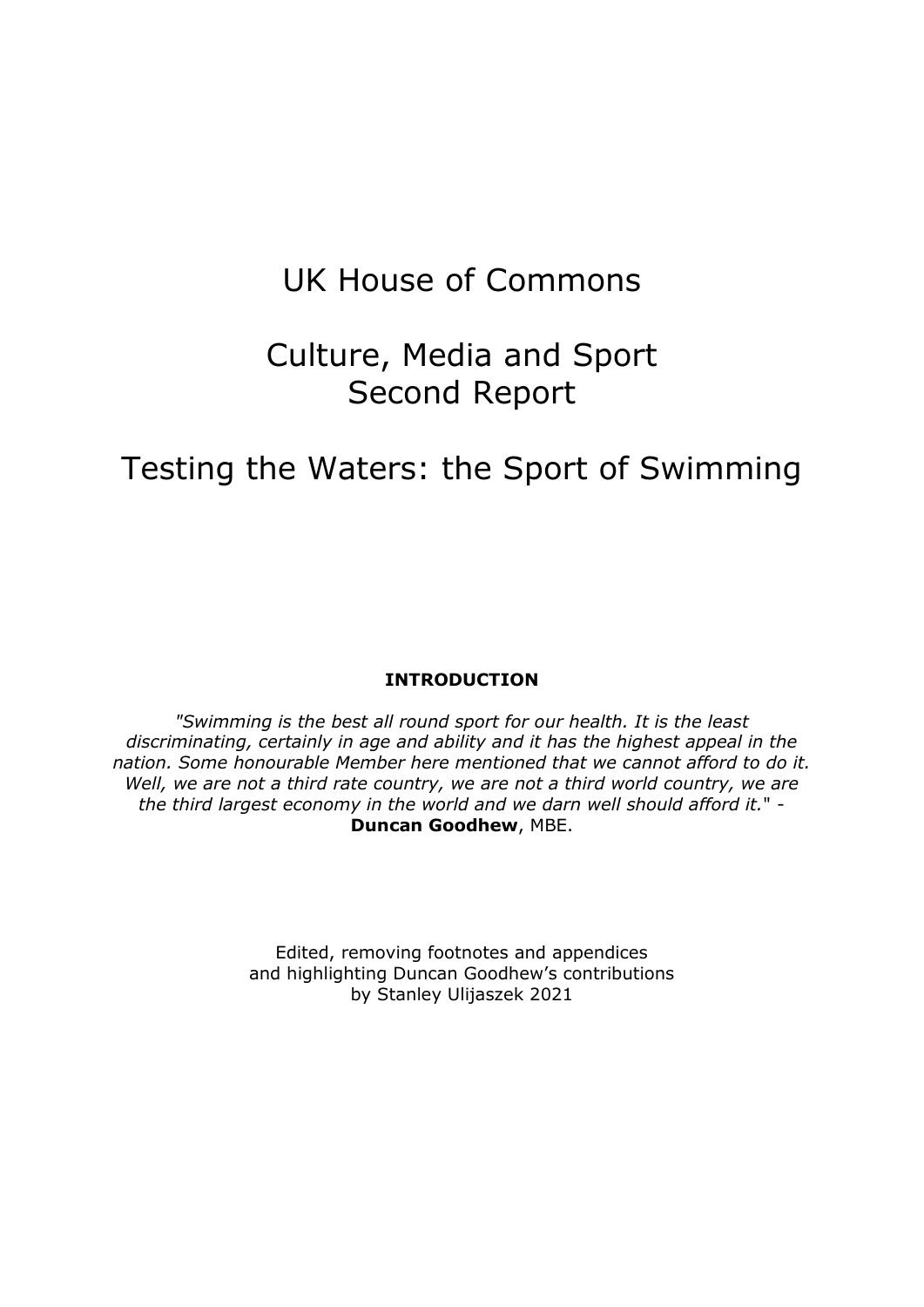# UK House of Commons

# Culture, Media and Sport
# Second Report

# Testing the Waters: the Sport of Swimming

**INTRODUCTION**

*"Swimming is the best all round sport for our health. It is the least discriminating, certainly in age and ability and it has the highest appeal in the nation. Some honourable Member here mentioned that we cannot afford to do it. Well, we are not a third rate country, we are not a third world country, we are the third largest economy in the world and we darn well should afford it."* - **Duncan Goodhew**, MBE.

Edited, removing footnotes and appendices
and highlighting Duncan Goodhew's contributions
by Stanley Ulijaszek 2021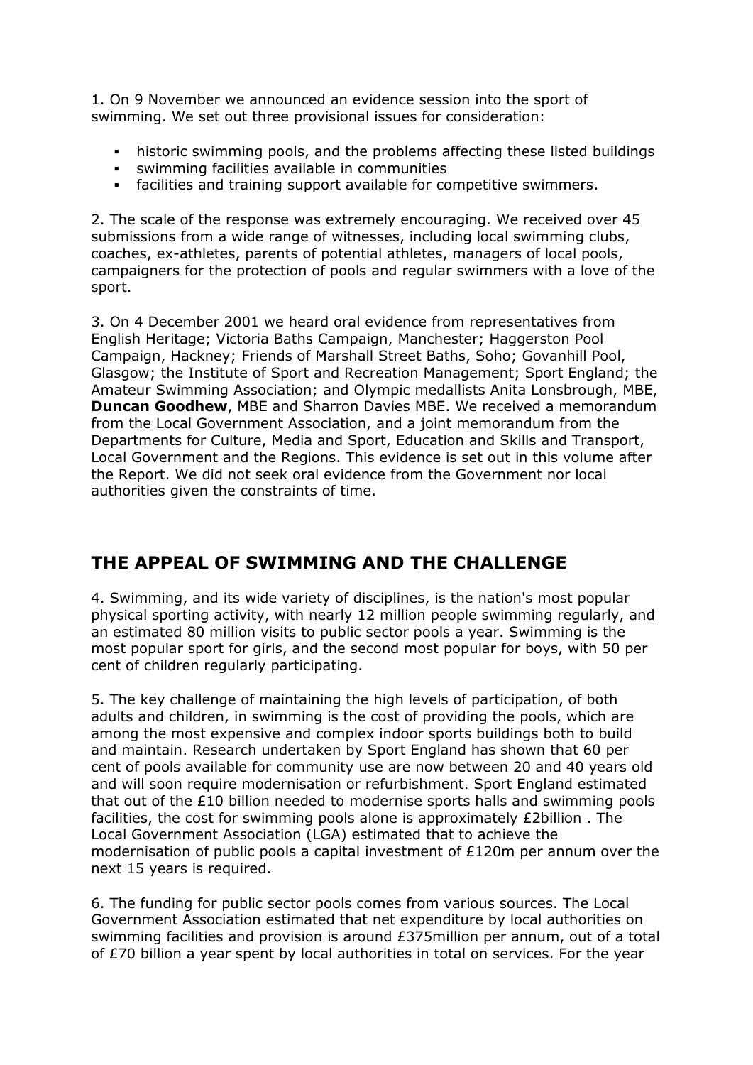1. On 9 November we announced an evidence session into the sport of swimming. We set out three provisional issues for consideration:

- historic swimming pools, and the problems affecting these listed buildings
- swimming facilities available in communities
- facilities and training support available for competitive swimmers.

2. The scale of the response was extremely encouraging. We received over 45 submissions from a wide range of witnesses, including local swimming clubs, coaches, ex-athletes, parents of potential athletes, managers of local pools, campaigners for the protection of pools and regular swimmers with a love of the sport.

3. On 4 December 2001 we heard oral evidence from representatives from English Heritage; Victoria Baths Campaign, Manchester; Haggerston Pool Campaign, Hackney; Friends of Marshall Street Baths, Soho; Govanhill Pool, Glasgow; the Institute of Sport and Recreation Management; Sport England; the Amateur Swimming Association; and Olympic medallists Anita Lonsbrough, MBE, **Duncan Goodhew**, MBE and Sharron Davies MBE. We received a memorandum from the Local Government Association, and a joint memorandum from the Departments for Culture, Media and Sport, Education and Skills and Transport, Local Government and the Regions. This evidence is set out in this volume after the Report. We did not seek oral evidence from the Government nor local authorities given the constraints of time.

## THE APPEAL OF SWIMMING AND THE CHALLENGE

4. Swimming, and its wide variety of disciplines, is the nation's most popular physical sporting activity, with nearly 12 million people swimming regularly, and an estimated 80 million visits to public sector pools a year. Swimming is the most popular sport for girls, and the second most popular for boys, with 50 per cent of children regularly participating.

5. The key challenge of maintaining the high levels of participation, of both adults and children, in swimming is the cost of providing the pools, which are among the most expensive and complex indoor sports buildings both to build and maintain. Research undertaken by Sport England has shown that 60 per cent of pools available for community use are now between 20 and 40 years old and will soon require modernisation or refurbishment. Sport England estimated that out of the £10 billion needed to modernise sports halls and swimming pools facilities, the cost for swimming pools alone is approximately £2billion . The Local Government Association (LGA) estimated that to achieve the modernisation of public pools a capital investment of £120m per annum over the next 15 years is required.

6. The funding for public sector pools comes from various sources. The Local Government Association estimated that net expenditure by local authorities on swimming facilities and provision is around £375million per annum, out of a total of £70 billion a year spent by local authorities in total on services. For the year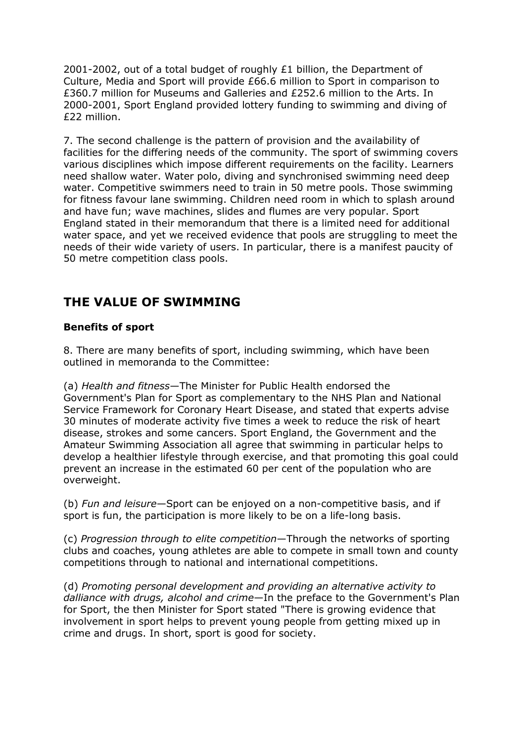2001-2002, out of a total budget of roughly £1 billion, the Department of Culture, Media and Sport will provide £66.6 million to Sport in comparison to £360.7 million for Museums and Galleries and £252.6 million to the Arts. In 2000-2001, Sport England provided lottery funding to swimming and diving of £22 million.

7. The second challenge is the pattern of provision and the availability of facilities for the differing needs of the community. The sport of swimming covers various disciplines which impose different requirements on the facility. Learners need shallow water. Water polo, diving and synchronised swimming need deep water. Competitive swimmers need to train in 50 metre pools. Those swimming for fitness favour lane swimming. Children need room in which to splash around and have fun; wave machines, slides and flumes are very popular. Sport England stated in their memorandum that there is a limited need for additional water space, and yet we received evidence that pools are struggling to meet the needs of their wide variety of users. In particular, there is a manifest paucity of 50 metre competition class pools.

## THE VALUE OF SWIMMING

### Benefits of sport

8. There are many benefits of sport, including swimming, which have been outlined in memoranda to the Committee:

(a) *Health and fitness*—The Minister for Public Health endorsed the Government's Plan for Sport as complementary to the NHS Plan and National Service Framework for Coronary Heart Disease, and stated that experts advise 30 minutes of moderate activity five times a week to reduce the risk of heart disease, strokes and some cancers. Sport England, the Government and the Amateur Swimming Association all agree that swimming in particular helps to develop a healthier lifestyle through exercise, and that promoting this goal could prevent an increase in the estimated 60 per cent of the population who are overweight.

(b) *Fun and leisure*—Sport can be enjoyed on a non-competitive basis, and if sport is fun, the participation is more likely to be on a life-long basis.

(c) *Progression through to elite competition*—Through the networks of sporting clubs and coaches, young athletes are able to compete in small town and county competitions through to national and international competitions.

(d) *Promoting personal development and providing an alternative activity to dalliance with drugs, alcohol and crime*—In the preface to the Government's Plan for Sport, the then Minister for Sport stated "There is growing evidence that involvement in sport helps to prevent young people from getting mixed up in crime and drugs. In short, sport is good for society.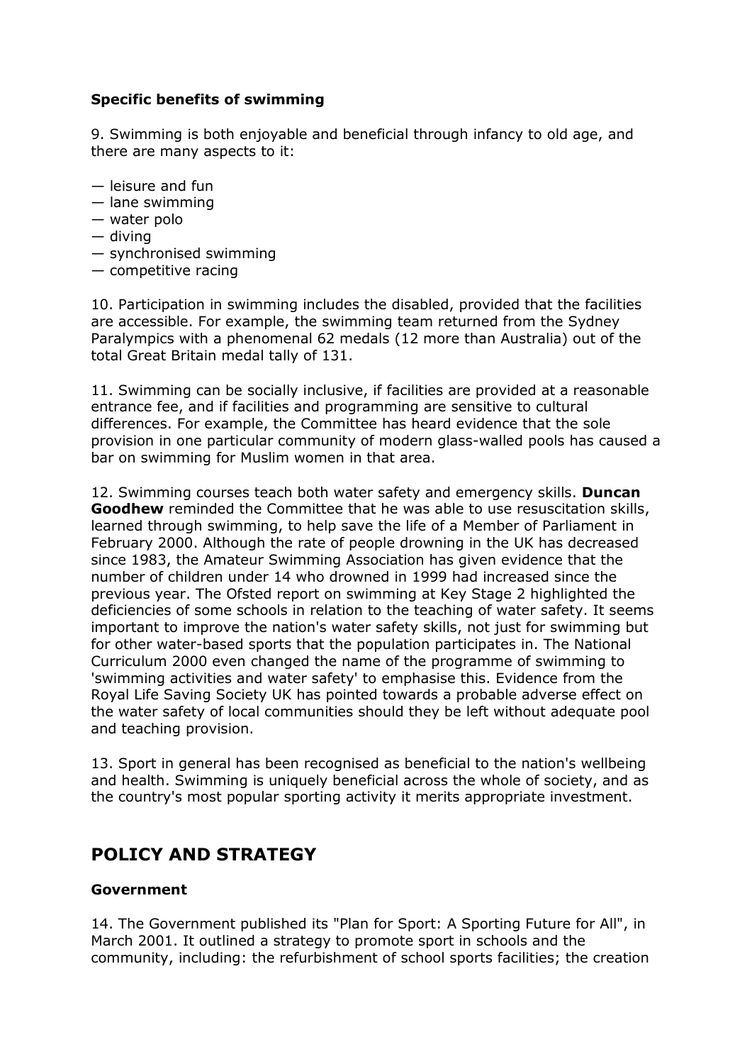### Specific benefits of swimming

9. Swimming is both enjoyable and beneficial through infancy to old age, and there are many aspects to it:

— leisure and fun
— lane swimming
— water polo
— diving
— synchronised swimming
— competitive racing

10. Participation in swimming includes the disabled, provided that the facilities are accessible. For example, the swimming team returned from the Sydney Paralympics with a phenomenal 62 medals (12 more than Australia) out of the total Great Britain medal tally of 131.

11. Swimming can be socially inclusive, if facilities are provided at a reasonable entrance fee, and if facilities and programming are sensitive to cultural differences. For example, the Committee has heard evidence that the sole provision in one particular community of modern glass-walled pools has caused a bar on swimming for Muslim women in that area.

12. Swimming courses teach both water safety and emergency skills. **Duncan Goodhew** reminded the Committee that he was able to use resuscitation skills, learned through swimming, to help save the life of a Member of Parliament in February 2000. Although the rate of people drowning in the UK has decreased since 1983, the Amateur Swimming Association has given evidence that the number of children under 14 who drowned in 1999 had increased since the previous year. The Ofsted report on swimming at Key Stage 2 highlighted the deficiencies of some schools in relation to the teaching of water safety. It seems important to improve the nation's water safety skills, not just for swimming but for other water-based sports that the population participates in. The National Curriculum 2000 even changed the name of the programme of swimming to 'swimming activities and water safety' to emphasise this. Evidence from the Royal Life Saving Society UK has pointed towards a probable adverse effect on the water safety of local communities should they be left without adequate pool and teaching provision.

13. Sport in general has been recognised as beneficial to the nation's wellbeing and health. Swimming is uniquely beneficial across the whole of society, and as the country's most popular sporting activity it merits appropriate investment.

## POLICY AND STRATEGY

### Government

14. The Government published its "Plan for Sport: A Sporting Future for All", in March 2001. It outlined a strategy to promote sport in schools and the community, including: the refurbishment of school sports facilities; the creation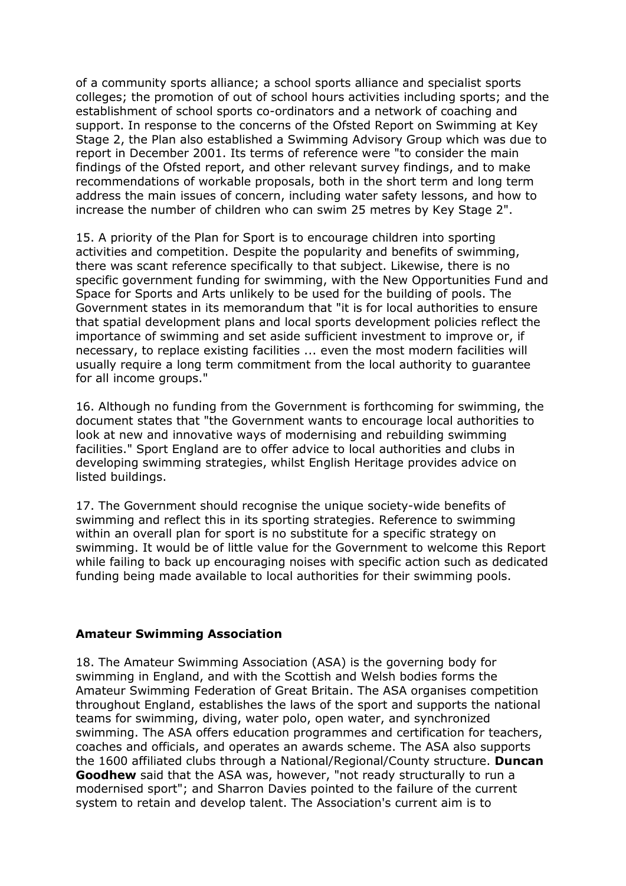of a community sports alliance; a school sports alliance and specialist sports colleges; the promotion of out of school hours activities including sports; and the establishment of school sports co-ordinators and a network of coaching and support. In response to the concerns of the Ofsted Report on Swimming at Key Stage 2, the Plan also established a Swimming Advisory Group which was due to report in December 2001. Its terms of reference were "to consider the main findings of the Ofsted report, and other relevant survey findings, and to make recommendations of workable proposals, both in the short term and long term address the main issues of concern, including water safety lessons, and how to increase the number of children who can swim 25 metres by Key Stage 2".

15. A priority of the Plan for Sport is to encourage children into sporting activities and competition. Despite the popularity and benefits of swimming, there was scant reference specifically to that subject. Likewise, there is no specific government funding for swimming, with the New Opportunities Fund and Space for Sports and Arts unlikely to be used for the building of pools. The Government states in its memorandum that "it is for local authorities to ensure that spatial development plans and local sports development policies reflect the importance of swimming and set aside sufficient investment to improve or, if necessary, to replace existing facilities ... even the most modern facilities will usually require a long term commitment from the local authority to guarantee for all income groups."

16. Although no funding from the Government is forthcoming for swimming, the document states that "the Government wants to encourage local authorities to look at new and innovative ways of modernising and rebuilding swimming facilities." Sport England are to offer advice to local authorities and clubs in developing swimming strategies, whilst English Heritage provides advice on listed buildings.

17. The Government should recognise the unique society-wide benefits of swimming and reflect this in its sporting strategies. Reference to swimming within an overall plan for sport is no substitute for a specific strategy on swimming. It would be of little value for the Government to welcome this Report while failing to back up encouraging noises with specific action such as dedicated funding being made available to local authorities for their swimming pools.

**Amateur Swimming Association**

18. The Amateur Swimming Association (ASA) is the governing body for swimming in England, and with the Scottish and Welsh bodies forms the Amateur Swimming Federation of Great Britain. The ASA organises competition throughout England, establishes the laws of the sport and supports the national teams for swimming, diving, water polo, open water, and synchronized swimming. The ASA offers education programmes and certification for teachers, coaches and officials, and operates an awards scheme. The ASA also supports the 1600 affiliated clubs through a National/Regional/County structure. **Duncan Goodhew** said that the ASA was, however, "not ready structurally to run a modernised sport"; and Sharron Davies pointed to the failure of the current system to retain and develop talent. The Association's current aim is to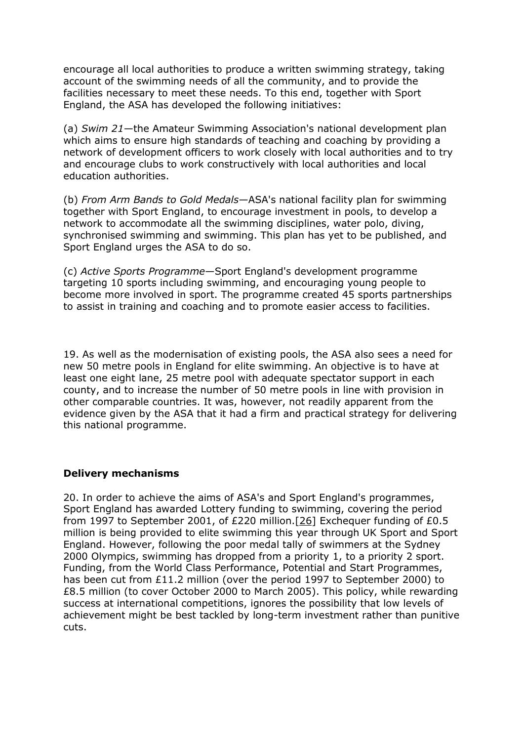encourage all local authorities to produce a written swimming strategy, taking account of the swimming needs of all the community, and to provide the facilities necessary to meet these needs. To this end, together with Sport England, the ASA has developed the following initiatives:

(a) *Swim 21*—the Amateur Swimming Association's national development plan which aims to ensure high standards of teaching and coaching by providing a network of development officers to work closely with local authorities and to try and encourage clubs to work constructively with local authorities and local education authorities.

(b) *From Arm Bands to Gold Medals*—ASA's national facility plan for swimming together with Sport England, to encourage investment in pools, to develop a network to accommodate all the swimming disciplines, water polo, diving, synchronised swimming and swimming. This plan has yet to be published, and Sport England urges the ASA to do so.

(c) *Active Sports Programme*—Sport England's development programme targeting 10 sports including swimming, and encouraging young people to become more involved in sport. The programme created 45 sports partnerships to assist in training and coaching and to promote easier access to facilities.

19. As well as the modernisation of existing pools, the ASA also sees a need for new 50 metre pools in England for elite swimming. An objective is to have at least one eight lane, 25 metre pool with adequate spectator support in each county, and to increase the number of 50 metre pools in line with provision in other comparable countries. It was, however, not readily apparent from the evidence given by the ASA that it had a firm and practical strategy for delivering this national programme.

**Delivery mechanisms**

20. In order to achieve the aims of ASA's and Sport England's programmes, Sport England has awarded Lottery funding to swimming, covering the period from 1997 to September 2001, of £220 million.[26] Exchequer funding of £0.5 million is being provided to elite swimming this year through UK Sport and Sport England. However, following the poor medal tally of swimmers at the Sydney 2000 Olympics, swimming has dropped from a priority 1, to a priority 2 sport. Funding, from the World Class Performance, Potential and Start Programmes, has been cut from £11.2 million (over the period 1997 to September 2000) to £8.5 million (to cover October 2000 to March 2005). This policy, while rewarding success at international competitions, ignores the possibility that low levels of achievement might be best tackled by long-term investment rather than punitive cuts.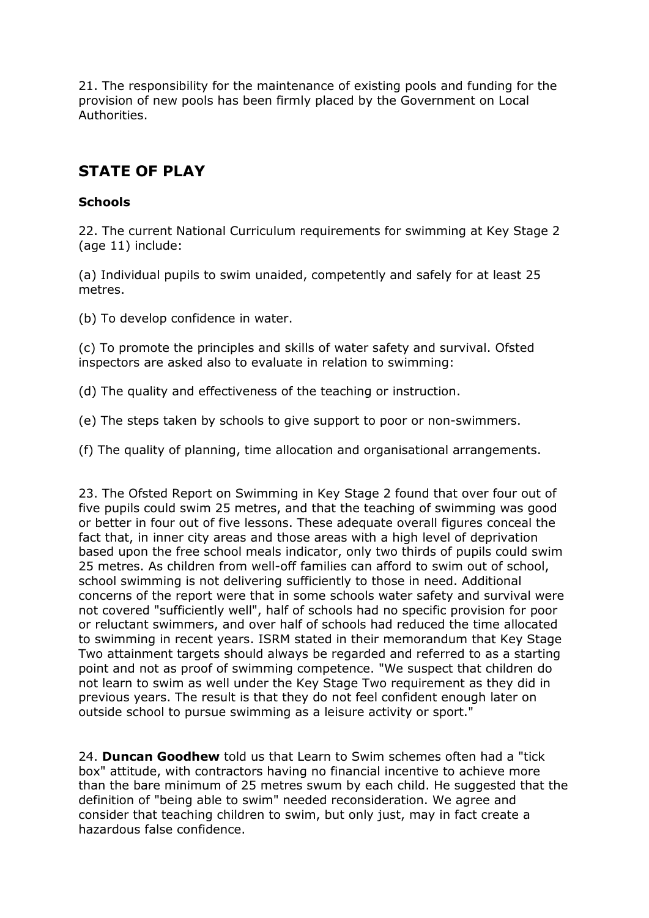21. The responsibility for the maintenance of existing pools and funding for the provision of new pools has been firmly placed by the Government on Local Authorities.

## STATE OF PLAY

### Schools

22. The current National Curriculum requirements for swimming at Key Stage 2 (age 11) include:

(a) Individual pupils to swim unaided, competently and safely for at least 25 metres.

(b) To develop confidence in water.

(c) To promote the principles and skills of water safety and survival. Ofsted inspectors are asked also to evaluate in relation to swimming:

(d) The quality and effectiveness of the teaching or instruction.

(e) The steps taken by schools to give support to poor or non-swimmers.

(f) The quality of planning, time allocation and organisational arrangements.

23. The Ofsted Report on Swimming in Key Stage 2 found that over four out of five pupils could swim 25 metres, and that the teaching of swimming was good or better in four out of five lessons. These adequate overall figures conceal the fact that, in inner city areas and those areas with a high level of deprivation based upon the free school meals indicator, only two thirds of pupils could swim 25 metres. As children from well-off families can afford to swim out of school, school swimming is not delivering sufficiently to those in need. Additional concerns of the report were that in some schools water safety and survival were not covered "sufficiently well", half of schools had no specific provision for poor or reluctant swimmers, and over half of schools had reduced the time allocated to swimming in recent years. ISRM stated in their memorandum that Key Stage Two attainment targets should always be regarded and referred to as a starting point and not as proof of swimming competence. "We suspect that children do not learn to swim as well under the Key Stage Two requirement as they did in previous years. The result is that they do not feel confident enough later on outside school to pursue swimming as a leisure activity or sport."

24. **Duncan Goodhew** told us that Learn to Swim schemes often had a "tick box" attitude, with contractors having no financial incentive to achieve more than the bare minimum of 25 metres swum by each child. He suggested that the definition of "being able to swim" needed reconsideration. We agree and consider that teaching children to swim, but only just, may in fact create a hazardous false confidence.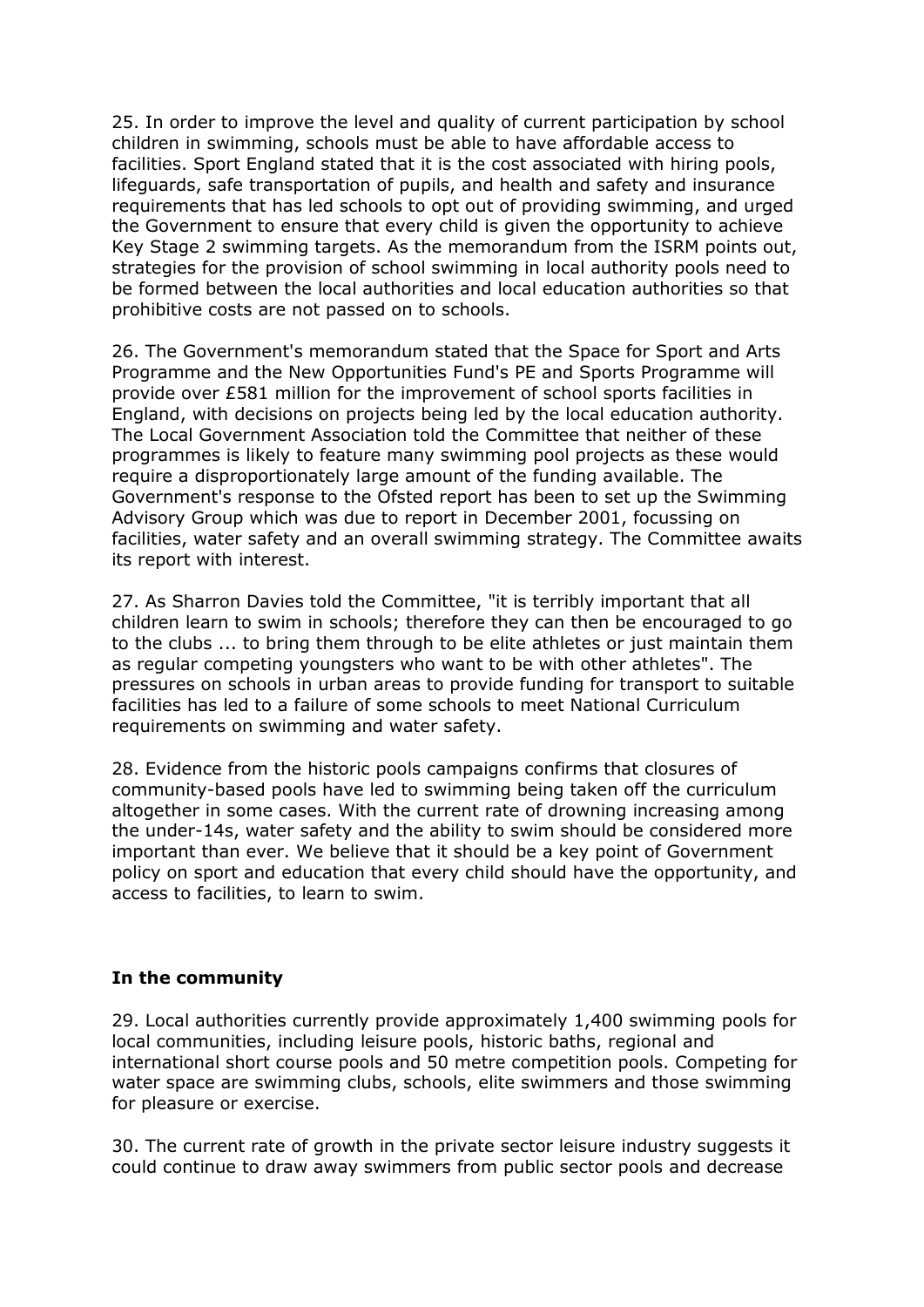25. In order to improve the level and quality of current participation by school children in swimming, schools must be able to have affordable access to facilities. Sport England stated that it is the cost associated with hiring pools, lifeguards, safe transportation of pupils, and health and safety and insurance requirements that has led schools to opt out of providing swimming, and urged the Government to ensure that every child is given the opportunity to achieve Key Stage 2 swimming targets. As the memorandum from the ISRM points out, strategies for the provision of school swimming in local authority pools need to be formed between the local authorities and local education authorities so that prohibitive costs are not passed on to schools.

26. The Government's memorandum stated that the Space for Sport and Arts Programme and the New Opportunities Fund's PE and Sports Programme will provide over £581 million for the improvement of school sports facilities in England, with decisions on projects being led by the local education authority. The Local Government Association told the Committee that neither of these programmes is likely to feature many swimming pool projects as these would require a disproportionately large amount of the funding available. The Government's response to the Ofsted report has been to set up the Swimming Advisory Group which was due to report in December 2001, focussing on facilities, water safety and an overall swimming strategy. The Committee awaits its report with interest.

27. As Sharron Davies told the Committee, "it is terribly important that all children learn to swim in schools; therefore they can then be encouraged to go to the clubs ... to bring them through to be elite athletes or just maintain them as regular competing youngsters who want to be with other athletes". The pressures on schools in urban areas to provide funding for transport to suitable facilities has led to a failure of some schools to meet National Curriculum requirements on swimming and water safety.

28. Evidence from the historic pools campaigns confirms that closures of community-based pools have led to swimming being taken off the curriculum altogether in some cases. With the current rate of drowning increasing among the under-14s, water safety and the ability to swim should be considered more important than ever. We believe that it should be a key point of Government policy on sport and education that every child should have the opportunity, and access to facilities, to learn to swim.

**In the community**

29. Local authorities currently provide approximately 1,400 swimming pools for local communities, including leisure pools, historic baths, regional and international short course pools and 50 metre competition pools. Competing for water space are swimming clubs, schools, elite swimmers and those swimming for pleasure or exercise.

30. The current rate of growth in the private sector leisure industry suggests it could continue to draw away swimmers from public sector pools and decrease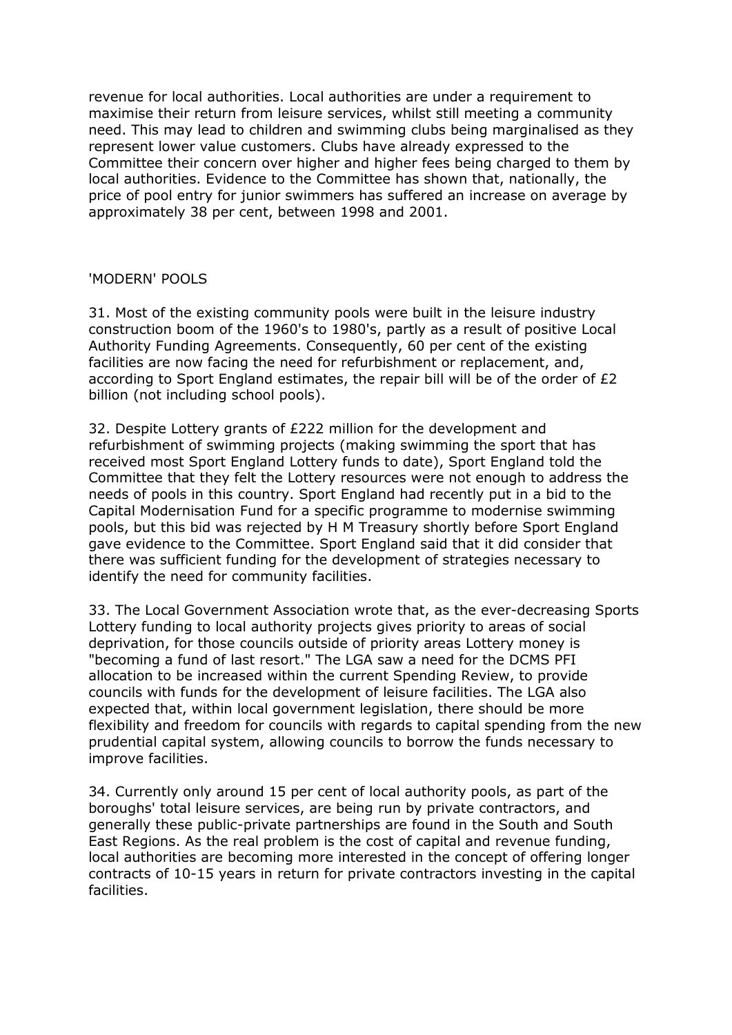revenue for local authorities. Local authorities are under a requirement to maximise their return from leisure services, whilst still meeting a community need. This may lead to children and swimming clubs being marginalised as they represent lower value customers. Clubs have already expressed to the Committee their concern over higher and higher fees being charged to them by local authorities. Evidence to the Committee has shown that, nationally, the price of pool entry for junior swimmers has suffered an increase on average by approximately 38 per cent, between 1998 and 2001.

## 'MODERN' POOLS

31. Most of the existing community pools were built in the leisure industry construction boom of the 1960's to 1980's, partly as a result of positive Local Authority Funding Agreements. Consequently, 60 per cent of the existing facilities are now facing the need for refurbishment or replacement, and, according to Sport England estimates, the repair bill will be of the order of £2 billion (not including school pools).

32. Despite Lottery grants of £222 million for the development and refurbishment of swimming projects (making swimming the sport that has received most Sport England Lottery funds to date), Sport England told the Committee that they felt the Lottery resources were not enough to address the needs of pools in this country. Sport England had recently put in a bid to the Capital Modernisation Fund for a specific programme to modernise swimming pools, but this bid was rejected by H M Treasury shortly before Sport England gave evidence to the Committee. Sport England said that it did consider that there was sufficient funding for the development of strategies necessary to identify the need for community facilities.

33. The Local Government Association wrote that, as the ever-decreasing Sports Lottery funding to local authority projects gives priority to areas of social deprivation, for those councils outside of priority areas Lottery money is "becoming a fund of last resort." The LGA saw a need for the DCMS PFI allocation to be increased within the current Spending Review, to provide councils with funds for the development of leisure facilities. The LGA also expected that, within local government legislation, there should be more flexibility and freedom for councils with regards to capital spending from the new prudential capital system, allowing councils to borrow the funds necessary to improve facilities.

34. Currently only around 15 per cent of local authority pools, as part of the boroughs' total leisure services, are being run by private contractors, and generally these public-private partnerships are found in the South and South East Regions. As the real problem is the cost of capital and revenue funding, local authorities are becoming more interested in the concept of offering longer contracts of 10-15 years in return for private contractors investing in the capital facilities.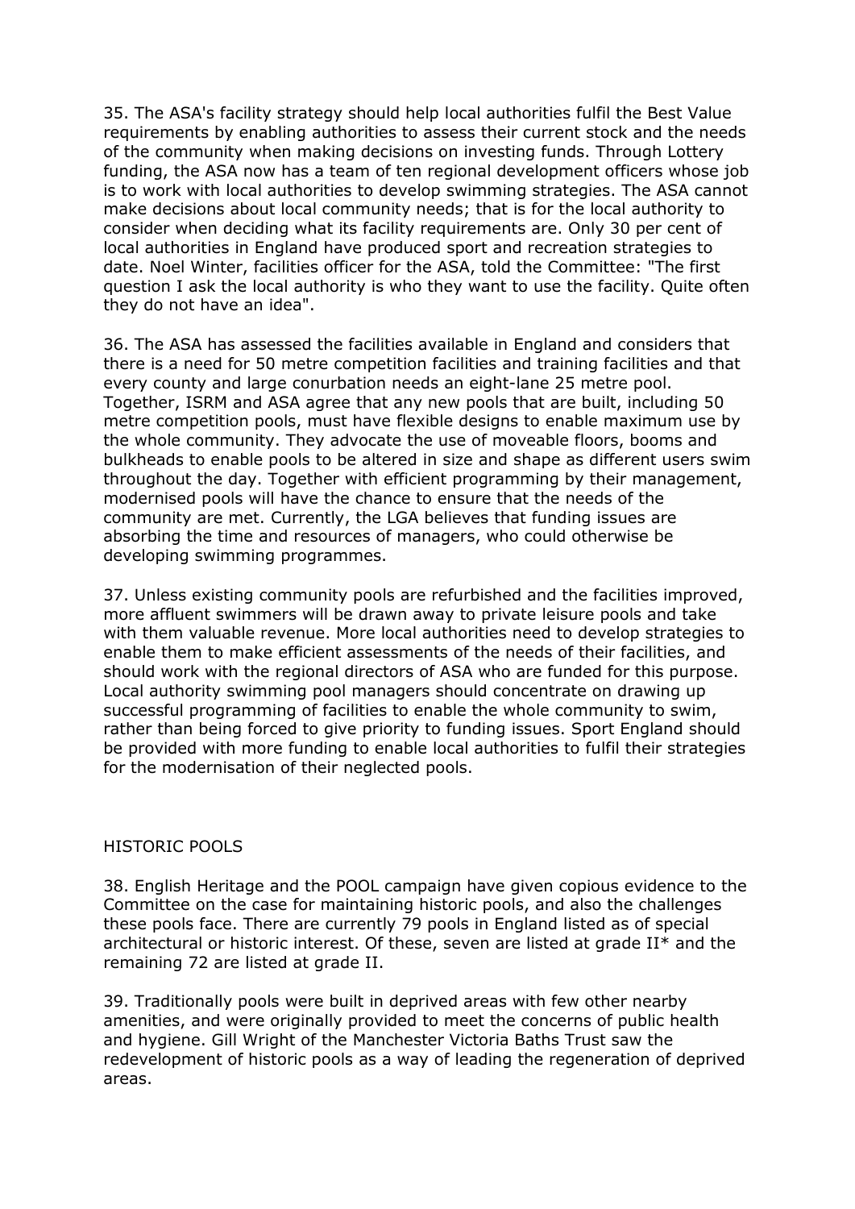35. The ASA's facility strategy should help local authorities fulfil the Best Value requirements by enabling authorities to assess their current stock and the needs of the community when making decisions on investing funds. Through Lottery funding, the ASA now has a team of ten regional development officers whose job is to work with local authorities to develop swimming strategies. The ASA cannot make decisions about local community needs; that is for the local authority to consider when deciding what its facility requirements are. Only 30 per cent of local authorities in England have produced sport and recreation strategies to date. Noel Winter, facilities officer for the ASA, told the Committee: "The first question I ask the local authority is who they want to use the facility. Quite often they do not have an idea".

36. The ASA has assessed the facilities available in England and considers that there is a need for 50 metre competition facilities and training facilities and that every county and large conurbation needs an eight-lane 25 metre pool. Together, ISRM and ASA agree that any new pools that are built, including 50 metre competition pools, must have flexible designs to enable maximum use by the whole community. They advocate the use of moveable floors, booms and bulkheads to enable pools to be altered in size and shape as different users swim throughout the day. Together with efficient programming by their management, modernised pools will have the chance to ensure that the needs of the community are met. Currently, the LGA believes that funding issues are absorbing the time and resources of managers, who could otherwise be developing swimming programmes.

37. Unless existing community pools are refurbished and the facilities improved, more affluent swimmers will be drawn away to private leisure pools and take with them valuable revenue. More local authorities need to develop strategies to enable them to make efficient assessments of the needs of their facilities, and should work with the regional directors of ASA who are funded for this purpose. Local authority swimming pool managers should concentrate on drawing up successful programming of facilities to enable the whole community to swim, rather than being forced to give priority to funding issues. Sport England should be provided with more funding to enable local authorities to fulfil their strategies for the modernisation of their neglected pools.

## HISTORIC POOLS

38. English Heritage and the POOL campaign have given copious evidence to the Committee on the case for maintaining historic pools, and also the challenges these pools face. There are currently 79 pools in England listed as of special architectural or historic interest. Of these, seven are listed at grade II* and the remaining 72 are listed at grade II.

39. Traditionally pools were built in deprived areas with few other nearby amenities, and were originally provided to meet the concerns of public health and hygiene. Gill Wright of the Manchester Victoria Baths Trust saw the redevelopment of historic pools as a way of leading the regeneration of deprived areas.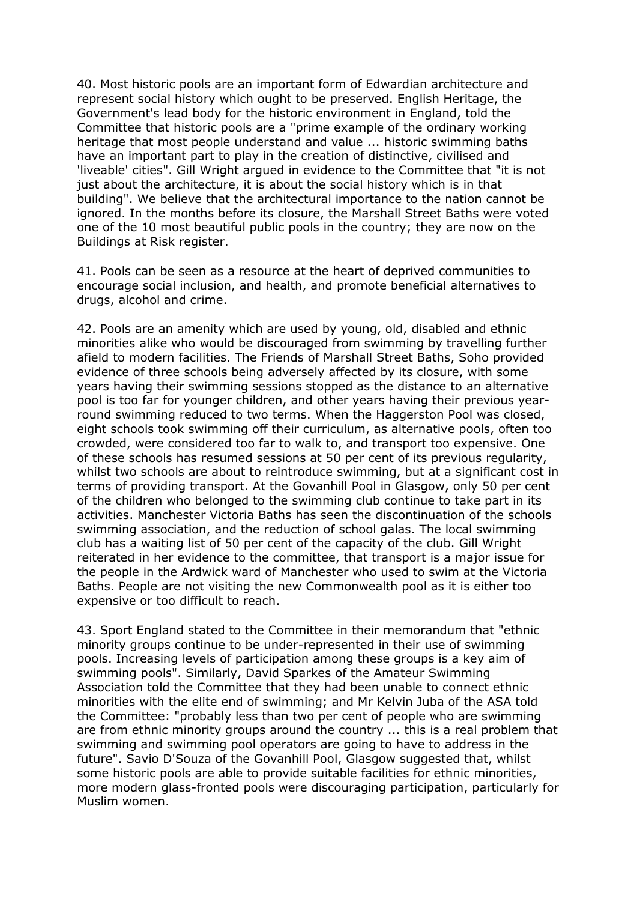40. Most historic pools are an important form of Edwardian architecture and represent social history which ought to be preserved. English Heritage, the Government's lead body for the historic environment in England, told the Committee that historic pools are a "prime example of the ordinary working heritage that most people understand and value ... historic swimming baths have an important part to play in the creation of distinctive, civilised and 'liveable' cities". Gill Wright argued in evidence to the Committee that "it is not just about the architecture, it is about the social history which is in that building". We believe that the architectural importance to the nation cannot be ignored. In the months before its closure, the Marshall Street Baths were voted one of the 10 most beautiful public pools in the country; they are now on the Buildings at Risk register.

41. Pools can be seen as a resource at the heart of deprived communities to encourage social inclusion, and health, and promote beneficial alternatives to drugs, alcohol and crime.

42. Pools are an amenity which are used by young, old, disabled and ethnic minorities alike who would be discouraged from swimming by travelling further afield to modern facilities. The Friends of Marshall Street Baths, Soho provided evidence of three schools being adversely affected by its closure, with some years having their swimming sessions stopped as the distance to an alternative pool is too far for younger children, and other years having their previous year-round swimming reduced to two terms. When the Haggerston Pool was closed, eight schools took swimming off their curriculum, as alternative pools, often too crowded, were considered too far to walk to, and transport too expensive. One of these schools has resumed sessions at 50 per cent of its previous regularity, whilst two schools are about to reintroduce swimming, but at a significant cost in terms of providing transport. At the Govanhill Pool in Glasgow, only 50 per cent of the children who belonged to the swimming club continue to take part in its activities. Manchester Victoria Baths has seen the discontinuation of the schools swimming association, and the reduction of school galas. The local swimming club has a waiting list of 50 per cent of the capacity of the club. Gill Wright reiterated in her evidence to the committee, that transport is a major issue for the people in the Ardwick ward of Manchester who used to swim at the Victoria Baths. People are not visiting the new Commonwealth pool as it is either too expensive or too difficult to reach.

43. Sport England stated to the Committee in their memorandum that "ethnic minority groups continue to be under-represented in their use of swimming pools. Increasing levels of participation among these groups is a key aim of swimming pools". Similarly, David Sparkes of the Amateur Swimming Association told the Committee that they had been unable to connect ethnic minorities with the elite end of swimming; and Mr Kelvin Juba of the ASA told the Committee: "probably less than two per cent of people who are swimming are from ethnic minority groups around the country ... this is a real problem that swimming and swimming pool operators are going to have to address in the future". Savio D'Souza of the Govanhill Pool, Glasgow suggested that, whilst some historic pools are able to provide suitable facilities for ethnic minorities, more modern glass-fronted pools were discouraging participation, particularly for Muslim women.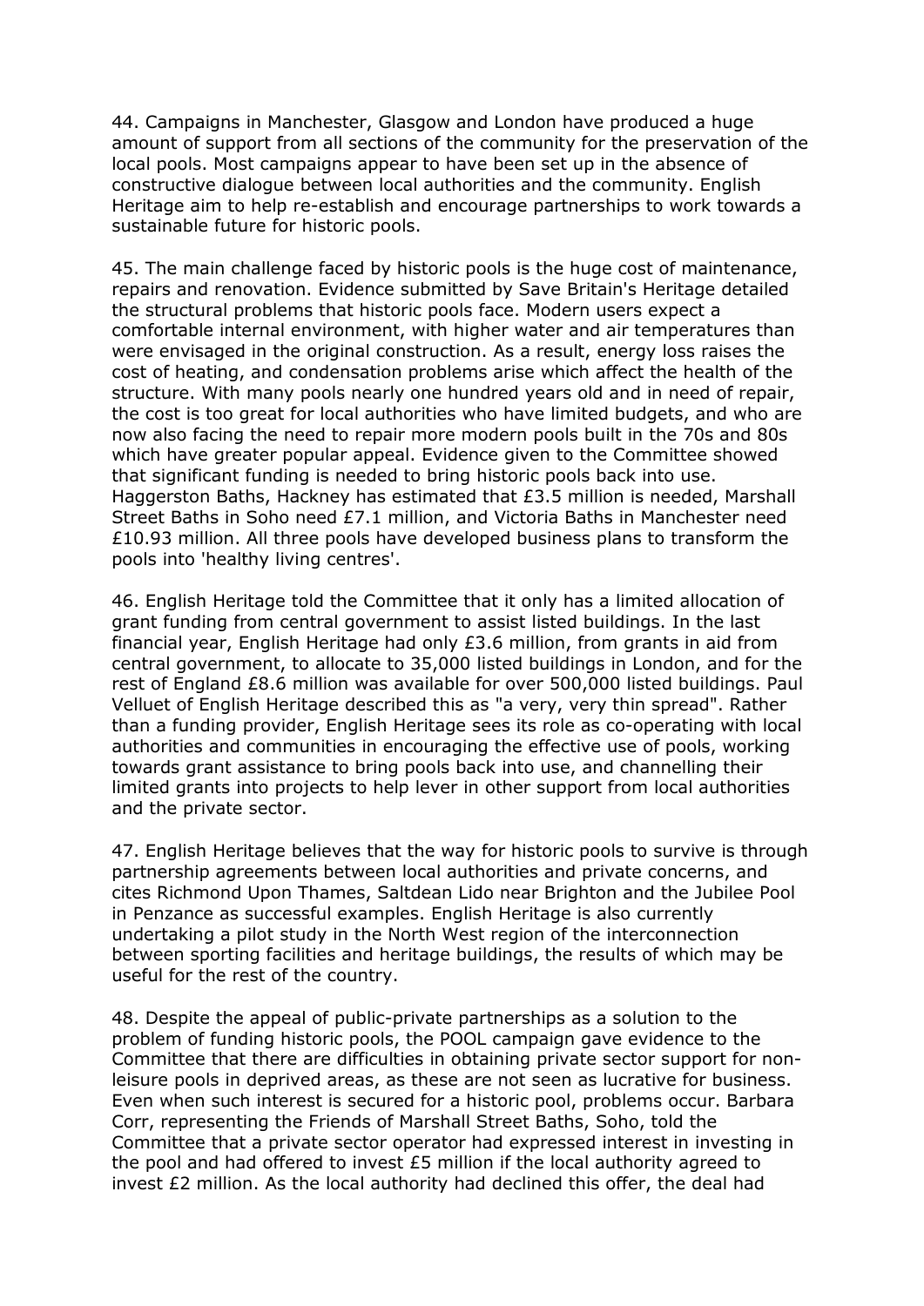44. Campaigns in Manchester, Glasgow and London have produced a huge amount of support from all sections of the community for the preservation of the local pools. Most campaigns appear to have been set up in the absence of constructive dialogue between local authorities and the community. English Heritage aim to help re-establish and encourage partnerships to work towards a sustainable future for historic pools.

45. The main challenge faced by historic pools is the huge cost of maintenance, repairs and renovation. Evidence submitted by Save Britain's Heritage detailed the structural problems that historic pools face. Modern users expect a comfortable internal environment, with higher water and air temperatures than were envisaged in the original construction. As a result, energy loss raises the cost of heating, and condensation problems arise which affect the health of the structure. With many pools nearly one hundred years old and in need of repair, the cost is too great for local authorities who have limited budgets, and who are now also facing the need to repair more modern pools built in the 70s and 80s which have greater popular appeal. Evidence given to the Committee showed that significant funding is needed to bring historic pools back into use. Haggerston Baths, Hackney has estimated that £3.5 million is needed, Marshall Street Baths in Soho need £7.1 million, and Victoria Baths in Manchester need £10.93 million. All three pools have developed business plans to transform the pools into 'healthy living centres'.

46. English Heritage told the Committee that it only has a limited allocation of grant funding from central government to assist listed buildings. In the last financial year, English Heritage had only £3.6 million, from grants in aid from central government, to allocate to 35,000 listed buildings in London, and for the rest of England £8.6 million was available for over 500,000 listed buildings. Paul Velluet of English Heritage described this as "a very, very thin spread". Rather than a funding provider, English Heritage sees its role as co-operating with local authorities and communities in encouraging the effective use of pools, working towards grant assistance to bring pools back into use, and channelling their limited grants into projects to help lever in other support from local authorities and the private sector.

47. English Heritage believes that the way for historic pools to survive is through partnership agreements between local authorities and private concerns, and cites Richmond Upon Thames, Saltdean Lido near Brighton and the Jubilee Pool in Penzance as successful examples. English Heritage is also currently undertaking a pilot study in the North West region of the interconnection between sporting facilities and heritage buildings, the results of which may be useful for the rest of the country.

48. Despite the appeal of public-private partnerships as a solution to the problem of funding historic pools, the POOL campaign gave evidence to the Committee that there are difficulties in obtaining private sector support for non-leisure pools in deprived areas, as these are not seen as lucrative for business. Even when such interest is secured for a historic pool, problems occur. Barbara Corr, representing the Friends of Marshall Street Baths, Soho, told the Committee that a private sector operator had expressed interest in investing in the pool and had offered to invest £5 million if the local authority agreed to invest £2 million. As the local authority had declined this offer, the deal had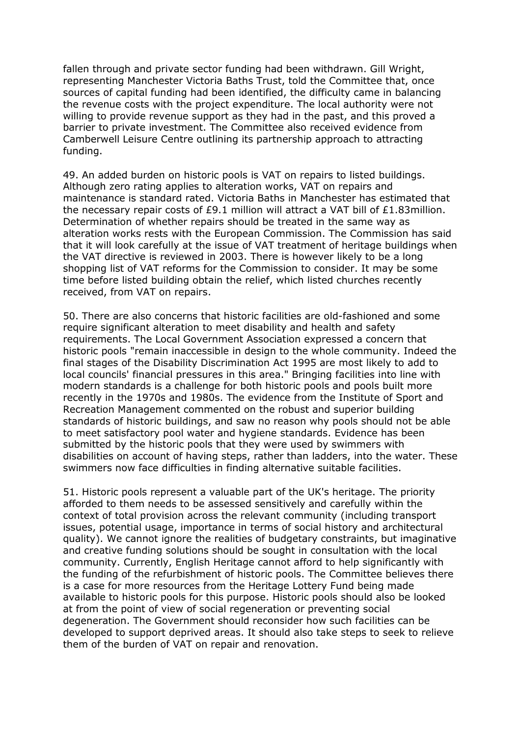fallen through and private sector funding had been withdrawn. Gill Wright, representing Manchester Victoria Baths Trust, told the Committee that, once sources of capital funding had been identified, the difficulty came in balancing the revenue costs with the project expenditure. The local authority were not willing to provide revenue support as they had in the past, and this proved a barrier to private investment. The Committee also received evidence from Camberwell Leisure Centre outlining its partnership approach to attracting funding.

49. An added burden on historic pools is VAT on repairs to listed buildings. Although zero rating applies to alteration works, VAT on repairs and maintenance is standard rated. Victoria Baths in Manchester has estimated that the necessary repair costs of £9.1 million will attract a VAT bill of £1.83million. Determination of whether repairs should be treated in the same way as alteration works rests with the European Commission. The Commission has said that it will look carefully at the issue of VAT treatment of heritage buildings when the VAT directive is reviewed in 2003. There is however likely to be a long shopping list of VAT reforms for the Commission to consider. It may be some time before listed building obtain the relief, which listed churches recently received, from VAT on repairs.

50. There are also concerns that historic facilities are old-fashioned and some require significant alteration to meet disability and health and safety requirements. The Local Government Association expressed a concern that historic pools "remain inaccessible in design to the whole community. Indeed the final stages of the Disability Discrimination Act 1995 are most likely to add to local councils' financial pressures in this area." Bringing facilities into line with modern standards is a challenge for both historic pools and pools built more recently in the 1970s and 1980s. The evidence from the Institute of Sport and Recreation Management commented on the robust and superior building standards of historic buildings, and saw no reason why pools should not be able to meet satisfactory pool water and hygiene standards. Evidence has been submitted by the historic pools that they were used by swimmers with disabilities on account of having steps, rather than ladders, into the water. These swimmers now face difficulties in finding alternative suitable facilities.

51. Historic pools represent a valuable part of the UK's heritage. The priority afforded to them needs to be assessed sensitively and carefully within the context of total provision across the relevant community (including transport issues, potential usage, importance in terms of social history and architectural quality). We cannot ignore the realities of budgetary constraints, but imaginative and creative funding solutions should be sought in consultation with the local community. Currently, English Heritage cannot afford to help significantly with the funding of the refurbishment of historic pools. The Committee believes there is a case for more resources from the Heritage Lottery Fund being made available to historic pools for this purpose. Historic pools should also be looked at from the point of view of social regeneration or preventing social degeneration. The Government should reconsider how such facilities can be developed to support deprived areas. It should also take steps to seek to relieve them of the burden of VAT on repair and renovation.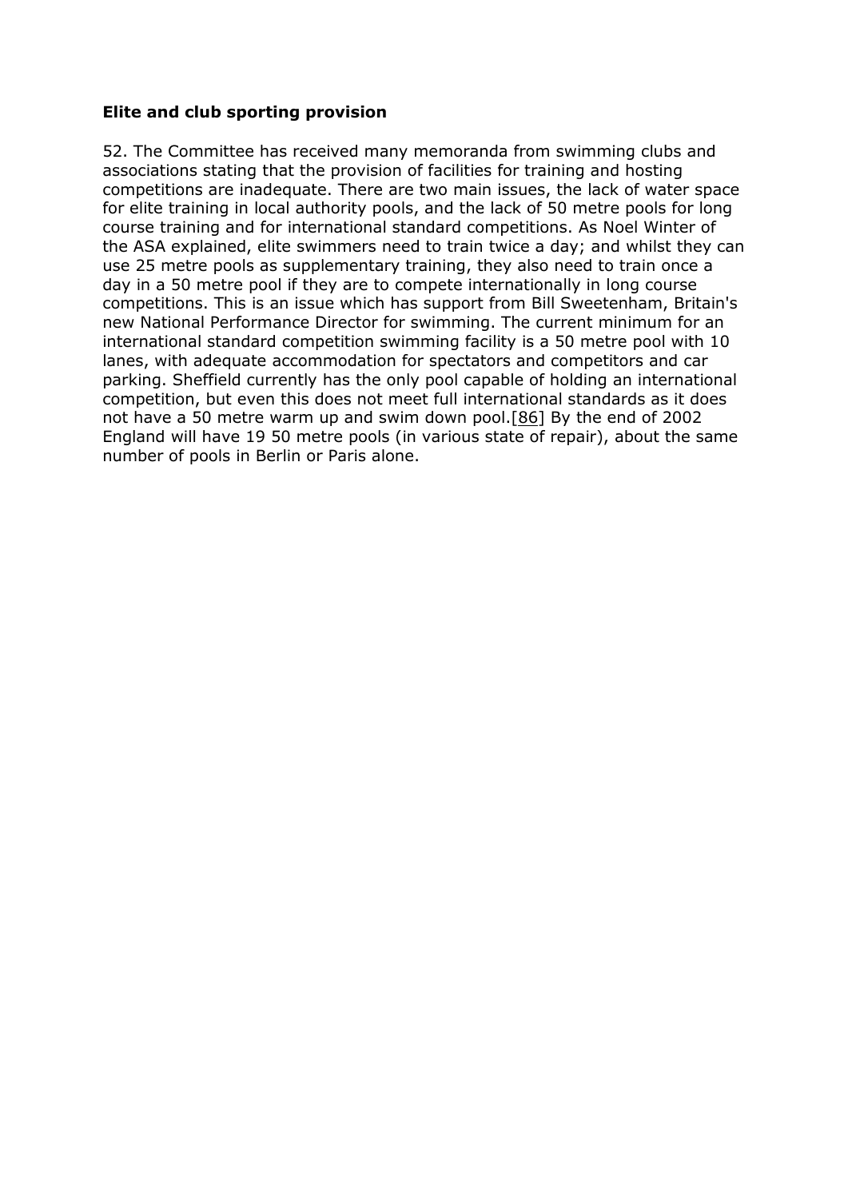**Elite and club sporting provision**

52. The Committee has received many memoranda from swimming clubs and associations stating that the provision of facilities for training and hosting competitions are inadequate. There are two main issues, the lack of water space for elite training in local authority pools, and the lack of 50 metre pools for long course training and for international standard competitions. As Noel Winter of the ASA explained, elite swimmers need to train twice a day; and whilst they can use 25 metre pools as supplementary training, they also need to train once a day in a 50 metre pool if they are to compete internationally in long course competitions. This is an issue which has support from Bill Sweetenham, Britain's new National Performance Director for swimming. The current minimum for an international standard competition swimming facility is a 50 metre pool with 10 lanes, with adequate accommodation for spectators and competitors and car parking. Sheffield currently has the only pool capable of holding an international competition, but even this does not meet full international standards as it does not have a 50 metre warm up and swim down pool.[86] By the end of 2002 England will have 19 50 metre pools (in various state of repair), about the same number of pools in Berlin or Paris alone.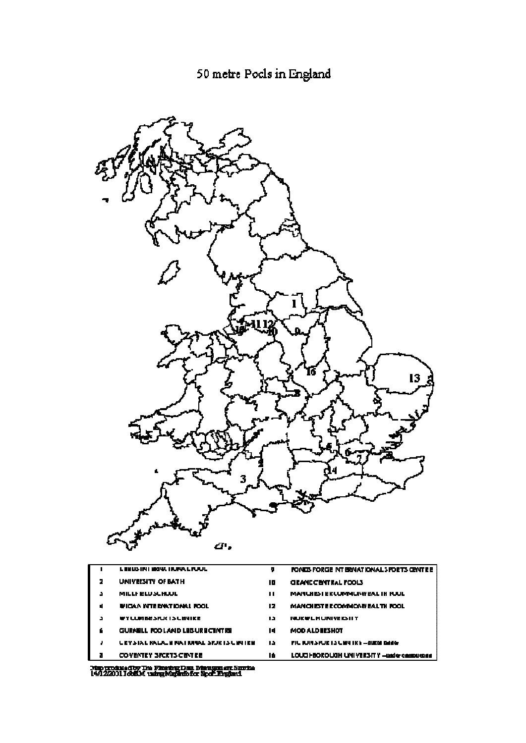# 50 metre Pools in England

| | | | |
|---|---|---|---|
| 1 | LEEDS INTERNATIONAL POOL | 9 | PONDS FORGE INTERNATIONAL SPORTS CENTRE |
| 2 | UNIVERSITY OF BATH | 10 | OEANE CENTRAL POOLS |
| 3 | MILLFIELD SCHOOL | 11 | MANCHESTER COMMONWEALTH POOL |
| 4 | WIGAN INTERNATIONAL POOL | 12 | MANCHESTER COMMONWEALTH POOL |
| 5 | WYCOMBE SPORTS CENTRE | 13 | NORWICH UNIVERSITY |
| 6 | GURNELL POOL AND LEISURE CENTRE | 14 | MOD ALDERSHOT |
| 7 | CRYSTAL PALACE NATIONAL SPORTS CENTRE | 15 | PICTON SPORTS CENTRE – under construction |
| 8 | COVENTRY SPORTS CENTRE | 16 | LOUGHBOROUGH UNIVERSITY – under construction |

Map produced by The Planning Data Management Service
14/12/2001 JohnM using MapInfo for Sport England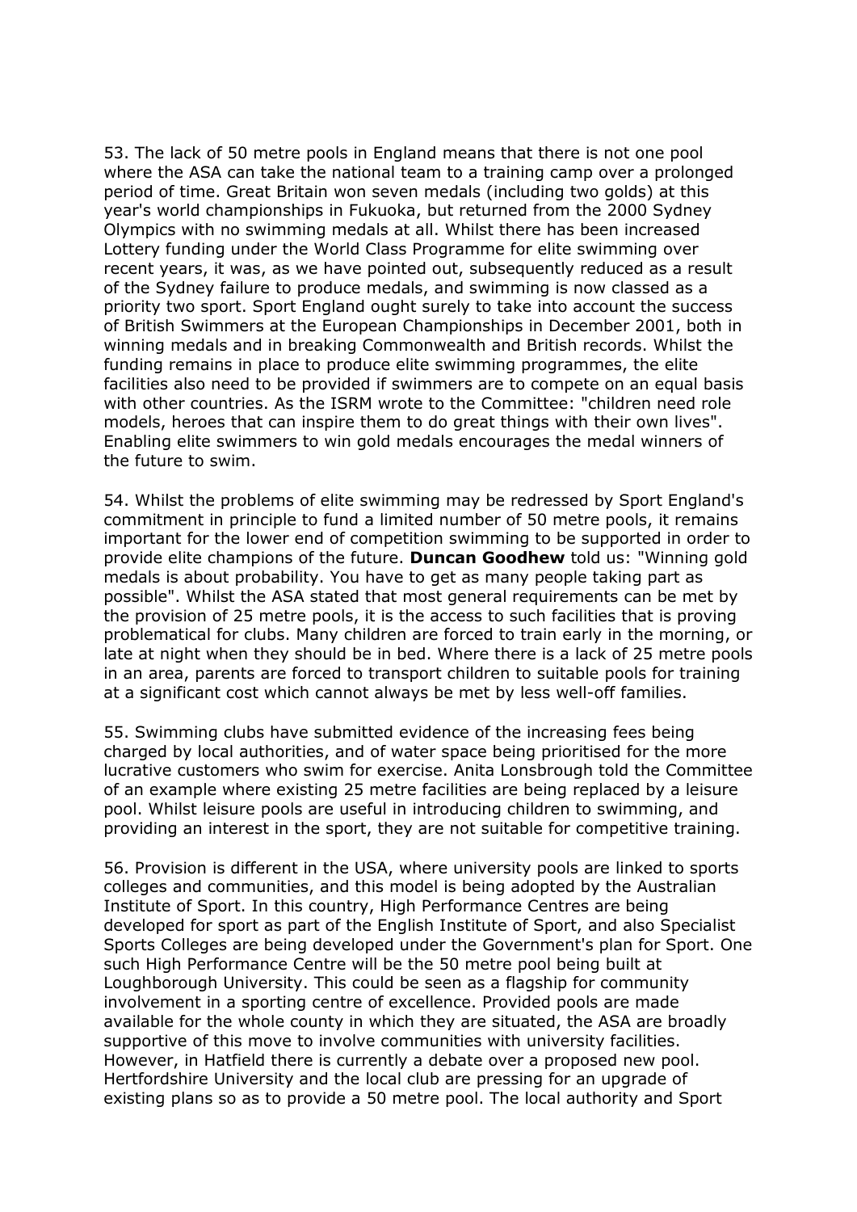53. The lack of 50 metre pools in England means that there is not one pool where the ASA can take the national team to a training camp over a prolonged period of time. Great Britain won seven medals (including two golds) at this year's world championships in Fukuoka, but returned from the 2000 Sydney Olympics with no swimming medals at all. Whilst there has been increased Lottery funding under the World Class Programme for elite swimming over recent years, it was, as we have pointed out, subsequently reduced as a result of the Sydney failure to produce medals, and swimming is now classed as a priority two sport. Sport England ought surely to take into account the success of British Swimmers at the European Championships in December 2001, both in winning medals and in breaking Commonwealth and British records. Whilst the funding remains in place to produce elite swimming programmes, the elite facilities also need to be provided if swimmers are to compete on an equal basis with other countries. As the ISRM wrote to the Committee: "children need role models, heroes that can inspire them to do great things with their own lives". Enabling elite swimmers to win gold medals encourages the medal winners of the future to swim.

54. Whilst the problems of elite swimming may be redressed by Sport England's commitment in principle to fund a limited number of 50 metre pools, it remains important for the lower end of competition swimming to be supported in order to provide elite champions of the future. **Duncan Goodhew** told us: "Winning gold medals is about probability. You have to get as many people taking part as possible". Whilst the ASA stated that most general requirements can be met by the provision of 25 metre pools, it is the access to such facilities that is proving problematical for clubs. Many children are forced to train early in the morning, or late at night when they should be in bed. Where there is a lack of 25 metre pools in an area, parents are forced to transport children to suitable pools for training at a significant cost which cannot always be met by less well-off families.

55. Swimming clubs have submitted evidence of the increasing fees being charged by local authorities, and of water space being prioritised for the more lucrative customers who swim for exercise. Anita Lonsbrough told the Committee of an example where existing 25 metre facilities are being replaced by a leisure pool. Whilst leisure pools are useful in introducing children to swimming, and providing an interest in the sport, they are not suitable for competitive training.

56. Provision is different in the USA, where university pools are linked to sports colleges and communities, and this model is being adopted by the Australian Institute of Sport. In this country, High Performance Centres are being developed for sport as part of the English Institute of Sport, and also Specialist Sports Colleges are being developed under the Government's plan for Sport. One such High Performance Centre will be the 50 metre pool being built at Loughborough University. This could be seen as a flagship for community involvement in a sporting centre of excellence. Provided pools are made available for the whole county in which they are situated, the ASA are broadly supportive of this move to involve communities with university facilities. However, in Hatfield there is currently a debate over a proposed new pool. Hertfordshire University and the local club are pressing for an upgrade of existing plans so as to provide a 50 metre pool. The local authority and Sport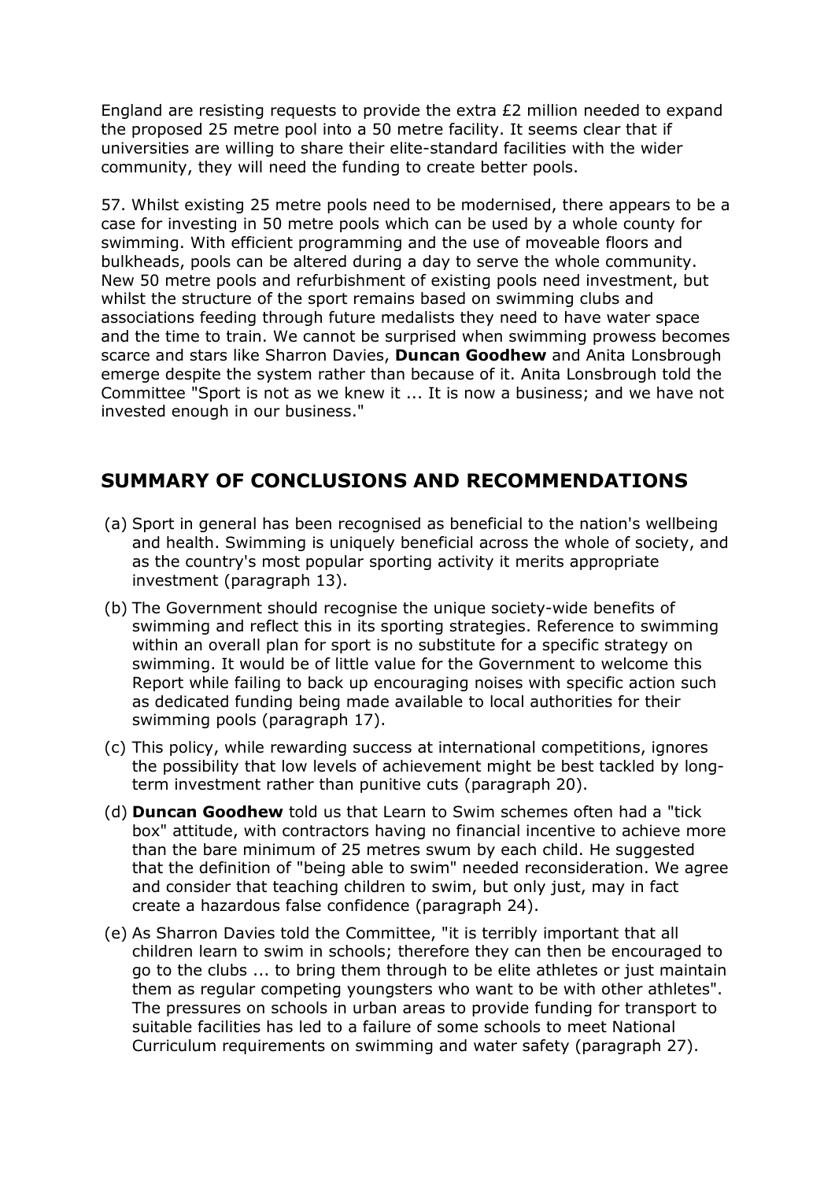England are resisting requests to provide the extra £2 million needed to expand the proposed 25 metre pool into a 50 metre facility. It seems clear that if universities are willing to share their elite-standard facilities with the wider community, they will need the funding to create better pools.

57. Whilst existing 25 metre pools need to be modernised, there appears to be a case for investing in 50 metre pools which can be used by a whole county for swimming. With efficient programming and the use of moveable floors and bulkheads, pools can be altered during a day to serve the whole community. New 50 metre pools and refurbishment of existing pools need investment, but whilst the structure of the sport remains based on swimming clubs and associations feeding through future medalists they need to have water space and the time to train. We cannot be surprised when swimming prowess becomes scarce and stars like Sharron Davies, **Duncan Goodhew** and Anita Lonsbrough emerge despite the system rather than because of it. Anita Lonsbrough told the Committee "Sport is not as we knew it ... It is now a business; and we have not invested enough in our business."

## SUMMARY OF CONCLUSIONS AND RECOMMENDATIONS

(a) Sport in general has been recognised as beneficial to the nation's wellbeing and health. Swimming is uniquely beneficial across the whole of society, and as the country's most popular sporting activity it merits appropriate investment (paragraph 13).

(b) The Government should recognise the unique society-wide benefits of swimming and reflect this in its sporting strategies. Reference to swimming within an overall plan for sport is no substitute for a specific strategy on swimming. It would be of little value for the Government to welcome this Report while failing to back up encouraging noises with specific action such as dedicated funding being made available to local authorities for their swimming pools (paragraph 17).

(c) This policy, while rewarding success at international competitions, ignores the possibility that low levels of achievement might be best tackled by long-term investment rather than punitive cuts (paragraph 20).

(d) **Duncan Goodhew** told us that Learn to Swim schemes often had a "tick box" attitude, with contractors having no financial incentive to achieve more than the bare minimum of 25 metres swum by each child. He suggested that the definition of "being able to swim" needed reconsideration. We agree and consider that teaching children to swim, but only just, may in fact create a hazardous false confidence (paragraph 24).

(e) As Sharron Davies told the Committee, "it is terribly important that all children learn to swim in schools; therefore they can then be encouraged to go to the clubs ... to bring them through to be elite athletes or just maintain them as regular competing youngsters who want to be with other athletes". The pressures on schools in urban areas to provide funding for transport to suitable facilities has led to a failure of some schools to meet National Curriculum requirements on swimming and water safety (paragraph 27).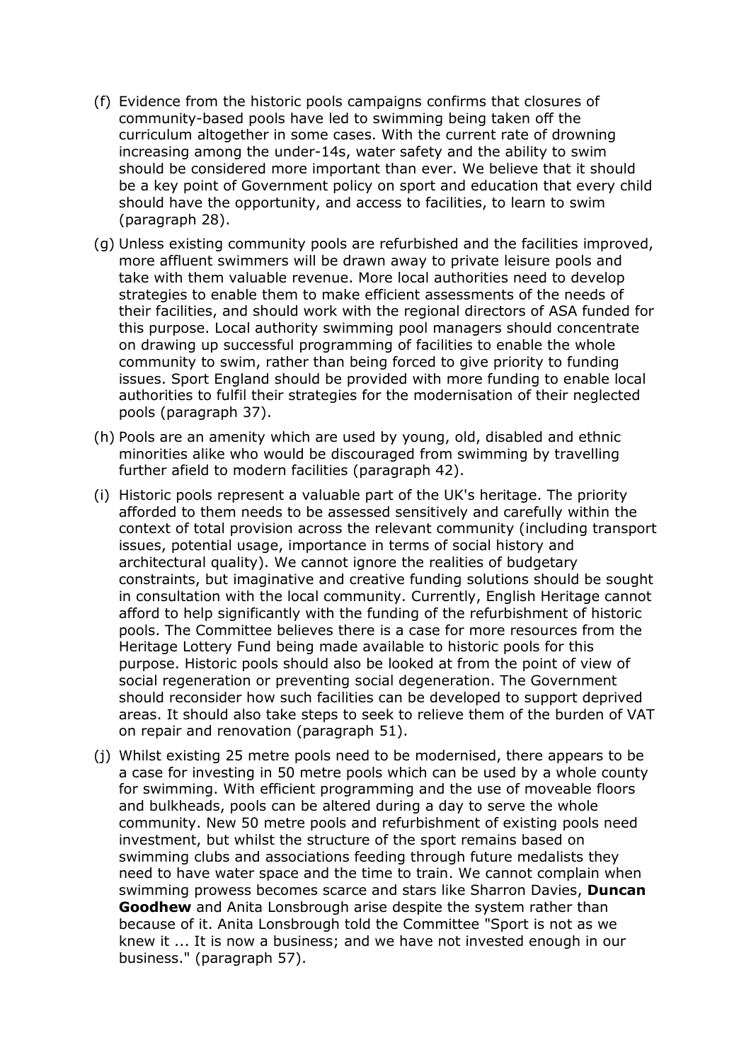(f) Evidence from the historic pools campaigns confirms that closures of community-based pools have led to swimming being taken off the curriculum altogether in some cases. With the current rate of drowning increasing among the under-14s, water safety and the ability to swim should be considered more important than ever. We believe that it should be a key point of Government policy on sport and education that every child should have the opportunity, and access to facilities, to learn to swim (paragraph 28).

(g) Unless existing community pools are refurbished and the facilities improved, more affluent swimmers will be drawn away to private leisure pools and take with them valuable revenue. More local authorities need to develop strategies to enable them to make efficient assessments of the needs of their facilities, and should work with the regional directors of ASA funded for this purpose. Local authority swimming pool managers should concentrate on drawing up successful programming of facilities to enable the whole community to swim, rather than being forced to give priority to funding issues. Sport England should be provided with more funding to enable local authorities to fulfil their strategies for the modernisation of their neglected pools (paragraph 37).

(h) Pools are an amenity which are used by young, old, disabled and ethnic minorities alike who would be discouraged from swimming by travelling further afield to modern facilities (paragraph 42).

(i) Historic pools represent a valuable part of the UK's heritage. The priority afforded to them needs to be assessed sensitively and carefully within the context of total provision across the relevant community (including transport issues, potential usage, importance in terms of social history and architectural quality). We cannot ignore the realities of budgetary constraints, but imaginative and creative funding solutions should be sought in consultation with the local community. Currently, English Heritage cannot afford to help significantly with the funding of the refurbishment of historic pools. The Committee believes there is a case for more resources from the Heritage Lottery Fund being made available to historic pools for this purpose. Historic pools should also be looked at from the point of view of social regeneration or preventing social degeneration. The Government should reconsider how such facilities can be developed to support deprived areas. It should also take steps to seek to relieve them of the burden of VAT on repair and renovation (paragraph 51).

(j) Whilst existing 25 metre pools need to be modernised, there appears to be a case for investing in 50 metre pools which can be used by a whole county for swimming. With efficient programming and the use of moveable floors and bulkheads, pools can be altered during a day to serve the whole community. New 50 metre pools and refurbishment of existing pools need investment, but whilst the structure of the sport remains based on swimming clubs and associations feeding through future medalists they need to have water space and the time to train. We cannot complain when swimming prowess becomes scarce and stars like Sharron Davies, **Duncan Goodhew** and Anita Lonsbrough arise despite the system rather than because of it. Anita Lonsbrough told the Committee "Sport is not as we knew it ... It is now a business; and we have not invested enough in our business." (paragraph 57).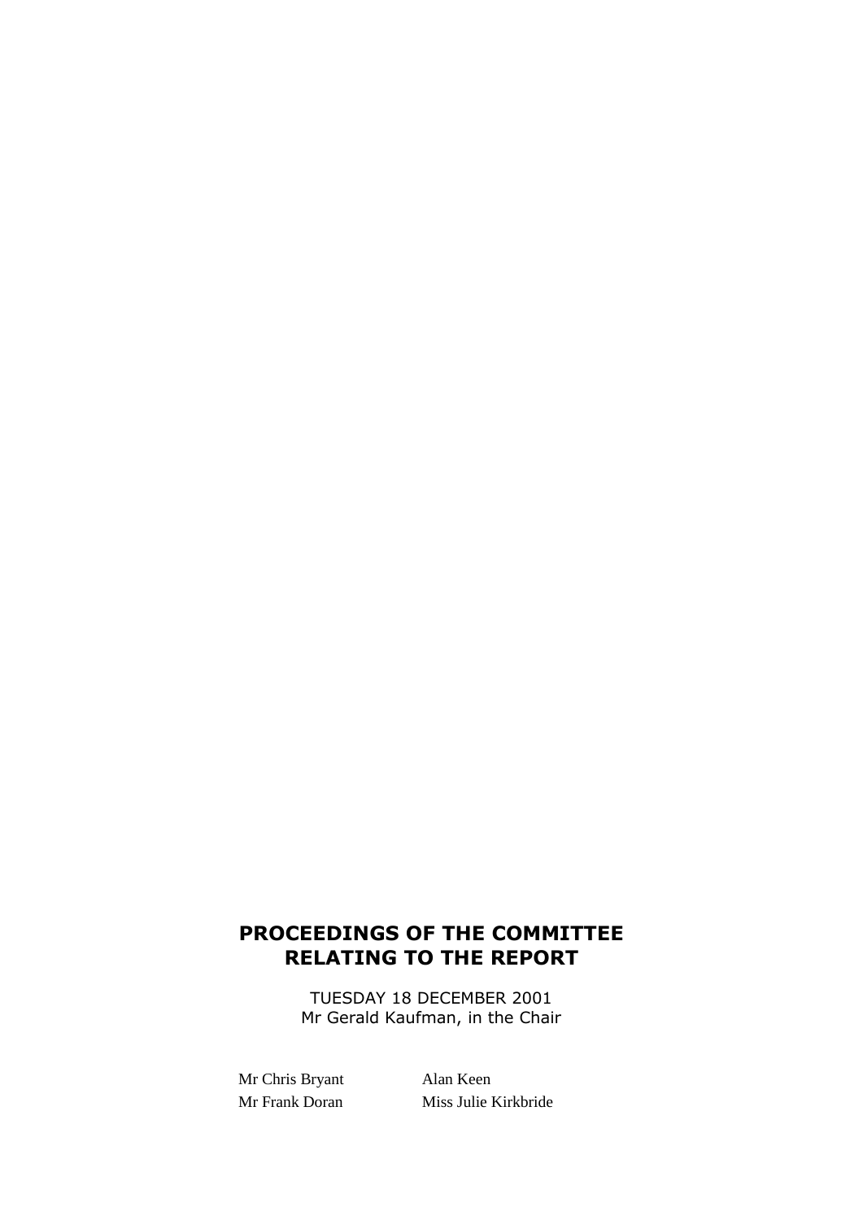# PROCEEDINGS OF THE COMMITTEE RELATING TO THE REPORT

TUESDAY 18 DECEMBER 2001

Mr Gerald Kaufman, in the Chair

Mr Chris Bryant
Mr Frank Doran
Alan Keen
Miss Julie Kirkbride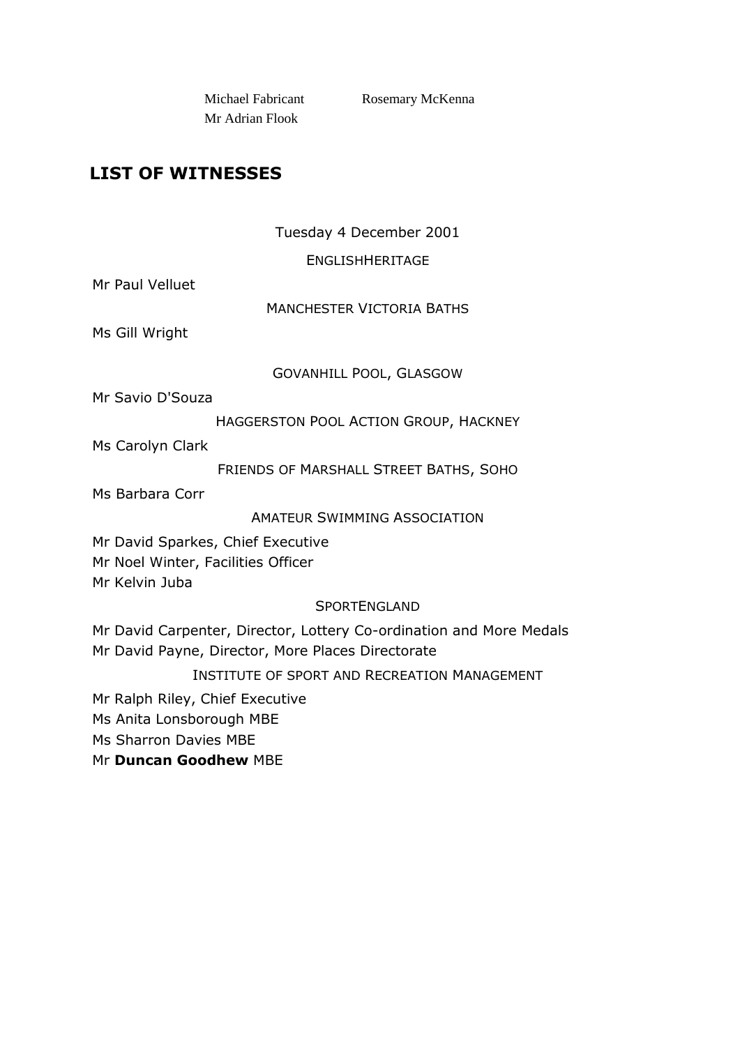Michael Fabricant  
Mr Adrian Flook  
Rosemary McKenna

## LIST OF WITNESSES

Tuesday 4 December 2001

ENGLISHHERITAGE

Mr Paul Velluet

MANCHESTER VICTORIA BATHS

Ms Gill Wright

GOVANHILL POOL, GLASGOW

Mr Savio D'Souza

HAGGERSTON POOL ACTION GROUP, HACKNEY

Ms Carolyn Clark

FRIENDS OF MARSHALL STREET BATHS, SOHO

Ms Barbara Corr

AMATEUR SWIMMING ASSOCIATION

Mr David Sparkes, Chief Executive  
Mr Noel Winter, Facilities Officer  
Mr Kelvin Juba

SPORTENGLAND

Mr David Carpenter, Director, Lottery Co-ordination and More Medals  
Mr David Payne, Director, More Places Directorate

INSTITUTE OF SPORT AND RECREATION MANAGEMENT

Mr Ralph Riley, Chief Executive  
Ms Anita Lonsborough MBE  
Ms Sharron Davies MBE  
Mr **Duncan Goodhew** MBE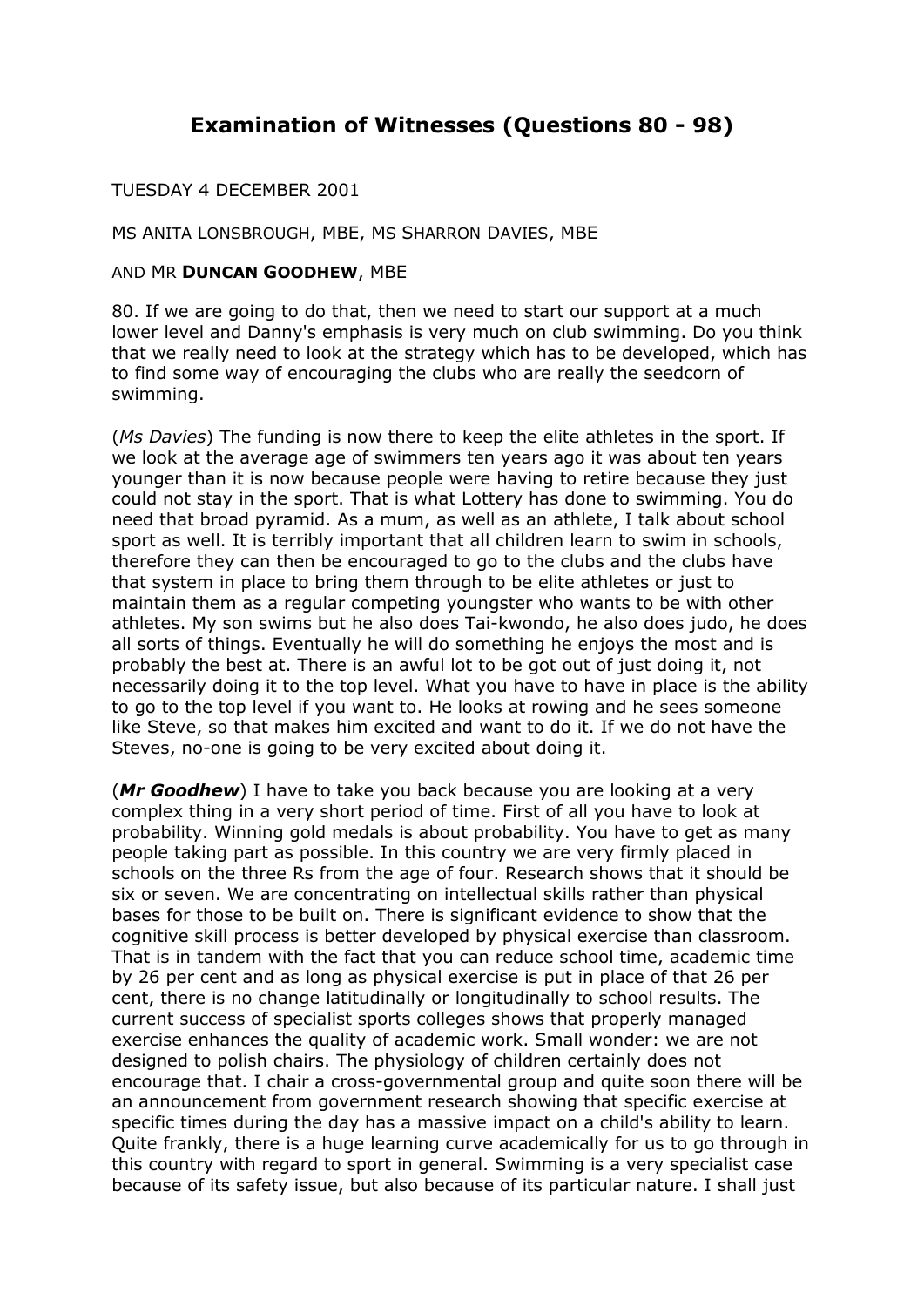# Examination of Witnesses (Questions 80 - 98)

TUESDAY 4 DECEMBER 2001

MS ANITA LONSBROUGH, MBE, MS SHARRON DAVIES, MBE

AND MR **DUNCAN GOODHEW**, MBE

80. If we are going to do that, then we need to start our support at a much lower level and Danny's emphasis is very much on club swimming. Do you think that we really need to look at the strategy which has to be developed, which has to find some way of encouraging the clubs who are really the seedcorn of swimming.

(*Ms Davies*) The funding is now there to keep the elite athletes in the sport. If we look at the average age of swimmers ten years ago it was about ten years younger than it is now because people were having to retire because they just could not stay in the sport. That is what Lottery has done to swimming. You do need that broad pyramid. As a mum, as well as an athlete, I talk about school sport as well. It is terribly important that all children learn to swim in schools, therefore they can then be encouraged to go to the clubs and the clubs have that system in place to bring them through to be elite athletes or just to maintain them as a regular competing youngster who wants to be with other athletes. My son swims but he also does Tai-kwondo, he also does judo, he does all sorts of things. Eventually he will do something he enjoys the most and is probably the best at. There is an awful lot to be got out of just doing it, not necessarily doing it to the top level. What you have to have in place is the ability to go to the top level if you want to. He looks at rowing and he sees someone like Steve, so that makes him excited and want to do it. If we do not have the Steves, no-one is going to be very excited about doing it.

(***Mr Goodhew***) I have to take you back because you are looking at a very complex thing in a very short period of time. First of all you have to look at probability. Winning gold medals is about probability. You have to get as many people taking part as possible. In this country we are very firmly placed in schools on the three Rs from the age of four. Research shows that it should be six or seven. We are concentrating on intellectual skills rather than physical bases for those to be built on. There is significant evidence to show that the cognitive skill process is better developed by physical exercise than classroom. That is in tandem with the fact that you can reduce school time, academic time by 26 per cent and as long as physical exercise is put in place of that 26 per cent, there is no change latitudinally or longitudinally to school results. The current success of specialist sports colleges shows that properly managed exercise enhances the quality of academic work. Small wonder: we are not designed to polish chairs. The physiology of children certainly does not encourage that. I chair a cross-governmental group and quite soon there will be an announcement from government research showing that specific exercise at specific times during the day has a massive impact on a child's ability to learn. Quite frankly, there is a huge learning curve academically for us to go through in this country with regard to sport in general. Swimming is a very specialist case because of its safety issue, but also because of its particular nature. I shall just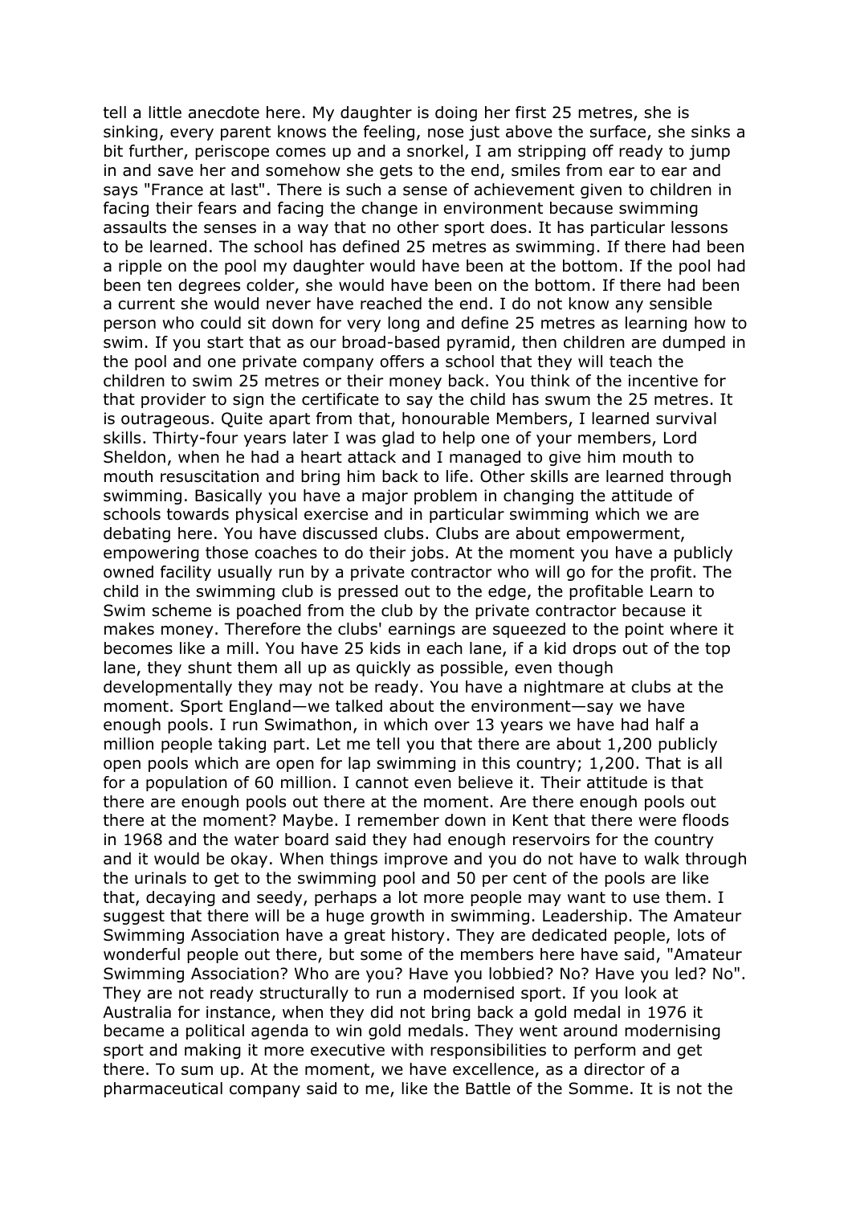tell a little anecdote here. My daughter is doing her first 25 metres, she is sinking, every parent knows the feeling, nose just above the surface, she sinks a bit further, periscope comes up and a snorkel, I am stripping off ready to jump in and save her and somehow she gets to the end, smiles from ear to ear and says "France at last". There is such a sense of achievement given to children in facing their fears and facing the change in environment because swimming assaults the senses in a way that no other sport does. It has particular lessons to be learned. The school has defined 25 metres as swimming. If there had been a ripple on the pool my daughter would have been at the bottom. If the pool had been ten degrees colder, she would have been on the bottom. If there had been a current she would never have reached the end. I do not know any sensible person who could sit down for very long and define 25 metres as learning how to swim. If you start that as our broad-based pyramid, then children are dumped in the pool and one private company offers a school that they will teach the children to swim 25 metres or their money back. You think of the incentive for that provider to sign the certificate to say the child has swum the 25 metres. It is outrageous. Quite apart from that, honourable Members, I learned survival skills. Thirty-four years later I was glad to help one of your members, Lord Sheldon, when he had a heart attack and I managed to give him mouth to mouth resuscitation and bring him back to life. Other skills are learned through swimming. Basically you have a major problem in changing the attitude of schools towards physical exercise and in particular swimming which we are debating here. You have discussed clubs. Clubs are about empowerment, empowering those coaches to do their jobs. At the moment you have a publicly owned facility usually run by a private contractor who will go for the profit. The child in the swimming club is pressed out to the edge, the profitable Learn to Swim scheme is poached from the club by the private contractor because it makes money. Therefore the clubs' earnings are squeezed to the point where it becomes like a mill. You have 25 kids in each lane, if a kid drops out of the top lane, they shunt them all up as quickly as possible, even though developmentally they may not be ready. You have a nightmare at clubs at the moment. Sport England—we talked about the environment—say we have enough pools. I run Swimathon, in which over 13 years we have had half a million people taking part. Let me tell you that there are about 1,200 publicly open pools which are open for lap swimming in this country; 1,200. That is all for a population of 60 million. I cannot even believe it. Their attitude is that there are enough pools out there at the moment. Are there enough pools out there at the moment? Maybe. I remember down in Kent that there were floods in 1968 and the water board said they had enough reservoirs for the country and it would be okay. When things improve and you do not have to walk through the urinals to get to the swimming pool and 50 per cent of the pools are like that, decaying and seedy, perhaps a lot more people may want to use them. I suggest that there will be a huge growth in swimming. Leadership. The Amateur Swimming Association have a great history. They are dedicated people, lots of wonderful people out there, but some of the members here have said, "Amateur Swimming Association? Who are you? Have you lobbied? No? Have you led? No". They are not ready structurally to run a modernised sport. If you look at Australia for instance, when they did not bring back a gold medal in 1976 it became a political agenda to win gold medals. They went around modernising sport and making it more executive with responsibilities to perform and get there. To sum up. At the moment, we have excellence, as a director of a pharmaceutical company said to me, like the Battle of the Somme. It is not the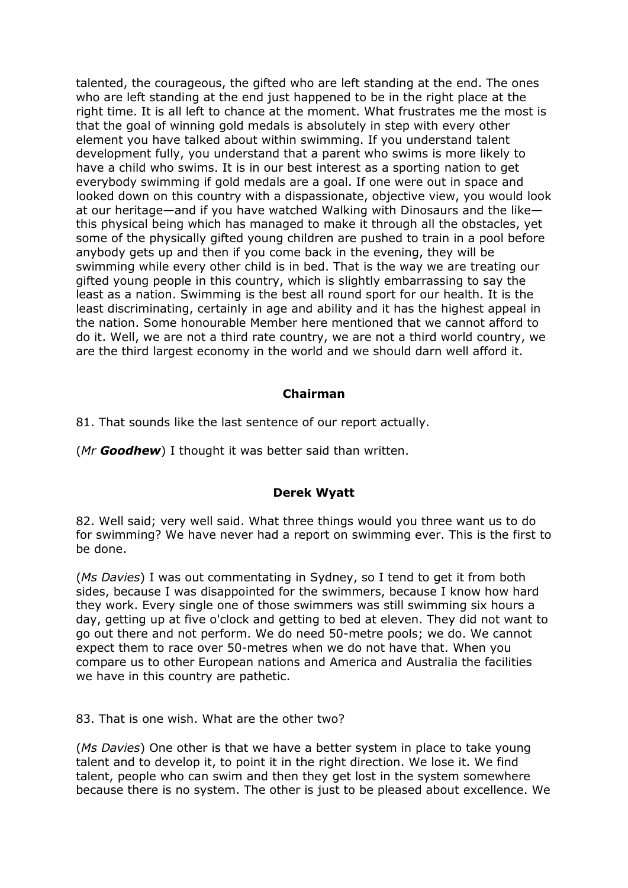talented, the courageous, the gifted who are left standing at the end. The ones who are left standing at the end just happened to be in the right place at the right time. It is all left to chance at the moment. What frustrates me the most is that the goal of winning gold medals is absolutely in step with every other element you have talked about within swimming. If you understand talent development fully, you understand that a parent who swims is more likely to have a child who swims. It is in our best interest as a sporting nation to get everybody swimming if gold medals are a goal. If one were out in space and looked down on this country with a dispassionate, objective view, you would look at our heritage—and if you have watched Walking with Dinosaurs and the like—this physical being which has managed to make it through all the obstacles, yet some of the physically gifted young children are pushed to train in a pool before anybody gets up and then if you come back in the evening, they will be swimming while every other child is in bed. That is the way we are treating our gifted young people in this country, which is slightly embarrassing to say the least as a nation. Swimming is the best all round sport for our health. It is the least discriminating, certainly in age and ability and it has the highest appeal in the nation. Some honourable Member here mentioned that we cannot afford to do it. Well, we are not a third rate country, we are not a third world country, we are the third largest economy in the world and we should darn well afford it.

**Chairman**

81. That sounds like the last sentence of our report actually.

(*Mr **Goodhew***) I thought it was better said than written.

**Derek Wyatt**

82. Well said; very well said. What three things would you three want us to do for swimming? We have never had a report on swimming ever. This is the first to be done.

(*Ms Davies*) I was out commentating in Sydney, so I tend to get it from both sides, because I was disappointed for the swimmers, because I know how hard they work. Every single one of those swimmers was still swimming six hours a day, getting up at five o'clock and getting to bed at eleven. They did not want to go out there and not perform. We do need 50-metre pools; we do. We cannot expect them to race over 50-metres when we do not have that. When you compare us to other European nations and America and Australia the facilities we have in this country are pathetic.

83. That is one wish. What are the other two?

(*Ms Davies*) One other is that we have a better system in place to take young talent and to develop it, to point it in the right direction. We lose it. We find talent, people who can swim and then they get lost in the system somewhere because there is no system. The other is just to be pleased about excellence. We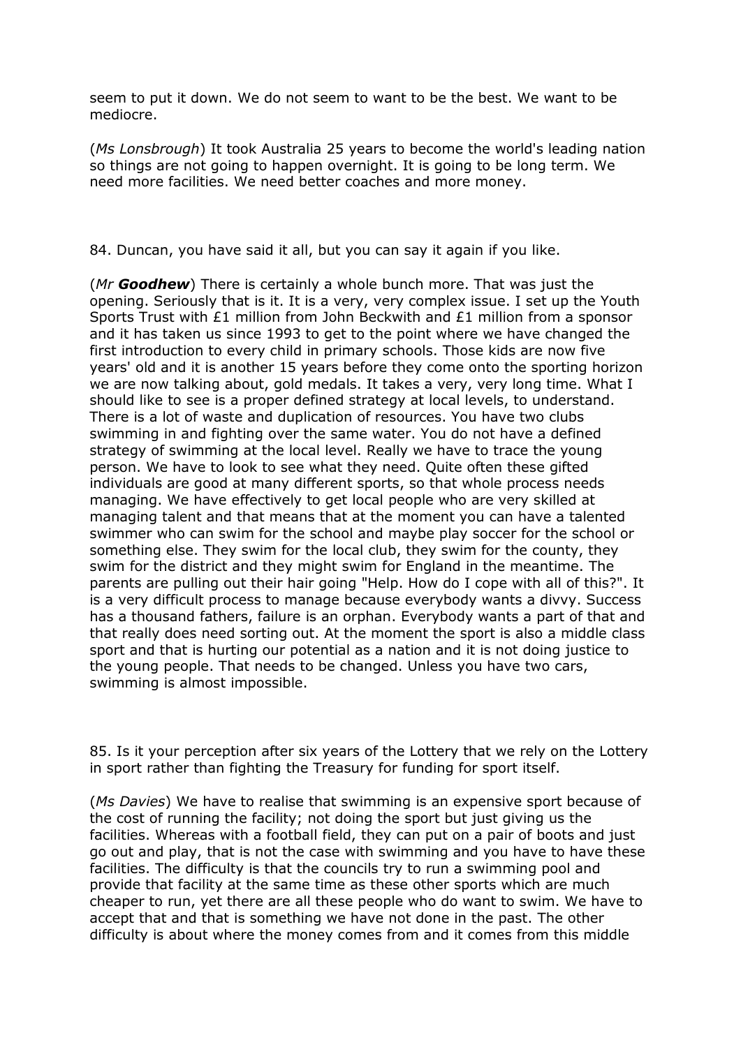seem to put it down. We do not seem to want to be the best. We want to be mediocre.

(*Ms Lonsbrough*) It took Australia 25 years to become the world's leading nation so things are not going to happen overnight. It is going to be long term. We need more facilities. We need better coaches and more money.

84. Duncan, you have said it all, but you can say it again if you like.

(*Mr **Goodhew***) There is certainly a whole bunch more. That was just the opening. Seriously that is it. It is a very, very complex issue. I set up the Youth Sports Trust with £1 million from John Beckwith and £1 million from a sponsor and it has taken us since 1993 to get to the point where we have changed the first introduction to every child in primary schools. Those kids are now five years' old and it is another 15 years before they come onto the sporting horizon we are now talking about, gold medals. It takes a very, very long time. What I should like to see is a proper defined strategy at local levels, to understand. There is a lot of waste and duplication of resources. You have two clubs swimming in and fighting over the same water. You do not have a defined strategy of swimming at the local level. Really we have to trace the young person. We have to look to see what they need. Quite often these gifted individuals are good at many different sports, so that whole process needs managing. We have effectively to get local people who are very skilled at managing talent and that means that at the moment you can have a talented swimmer who can swim for the school and maybe play soccer for the school or something else. They swim for the local club, they swim for the county, they swim for the district and they might swim for England in the meantime. The parents are pulling out their hair going "Help. How do I cope with all of this?". It is a very difficult process to manage because everybody wants a divvy. Success has a thousand fathers, failure is an orphan. Everybody wants a part of that and that really does need sorting out. At the moment the sport is also a middle class sport and that is hurting our potential as a nation and it is not doing justice to the young people. That needs to be changed. Unless you have two cars, swimming is almost impossible.

85. Is it your perception after six years of the Lottery that we rely on the Lottery in sport rather than fighting the Treasury for funding for sport itself.

(*Ms Davies*) We have to realise that swimming is an expensive sport because of the cost of running the facility; not doing the sport but just giving us the facilities. Whereas with a football field, they can put on a pair of boots and just go out and play, that is not the case with swimming and you have to have these facilities. The difficulty is that the councils try to run a swimming pool and provide that facility at the same time as these other sports which are much cheaper to run, yet there are all these people who do want to swim. We have to accept that and that is something we have not done in the past. The other difficulty is about where the money comes from and it comes from this middle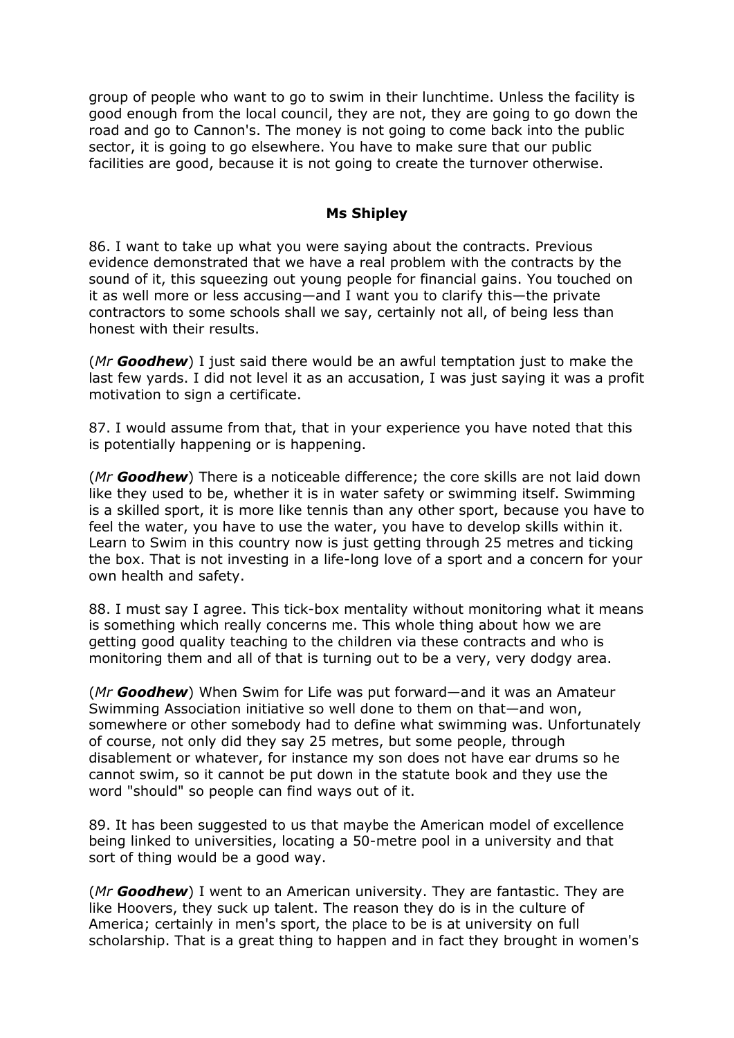group of people who want to go to swim in their lunchtime. Unless the facility is good enough from the local council, they are not, they are going to go down the road and go to Cannon's. The money is not going to come back into the public sector, it is going to go elsewhere. You have to make sure that our public facilities are good, because it is not going to create the turnover otherwise.

**Ms Shipley**

86. I want to take up what you were saying about the contracts. Previous evidence demonstrated that we have a real problem with the contracts by the sound of it, this squeezing out young people for financial gains. You touched on it as well more or less accusing—and I want you to clarify this—the private contractors to some schools shall we say, certainly not all, of being less than honest with their results.

(*Mr **Goodhew***) I just said there would be an awful temptation just to make the last few yards. I did not level it as an accusation, I was just saying it was a profit motivation to sign a certificate.

87. I would assume from that, that in your experience you have noted that this is potentially happening or is happening.

(*Mr **Goodhew***) There is a noticeable difference; the core skills are not laid down like they used to be, whether it is in water safety or swimming itself. Swimming is a skilled sport, it is more like tennis than any other sport, because you have to feel the water, you have to use the water, you have to develop skills within it. Learn to Swim in this country now is just getting through 25 metres and ticking the box. That is not investing in a life-long love of a sport and a concern for your own health and safety.

88. I must say I agree. This tick-box mentality without monitoring what it means is something which really concerns me. This whole thing about how we are getting good quality teaching to the children via these contracts and who is monitoring them and all of that is turning out to be a very, very dodgy area.

(*Mr **Goodhew***) When Swim for Life was put forward—and it was an Amateur Swimming Association initiative so well done to them on that—and won, somewhere or other somebody had to define what swimming was. Unfortunately of course, not only did they say 25 metres, but some people, through disablement or whatever, for instance my son does not have ear drums so he cannot swim, so it cannot be put down in the statute book and they use the word "should" so people can find ways out of it.

89. It has been suggested to us that maybe the American model of excellence being linked to universities, locating a 50-metre pool in a university and that sort of thing would be a good way.

(*Mr **Goodhew***) I went to an American university. They are fantastic. They are like Hoovers, they suck up talent. The reason they do is in the culture of America; certainly in men's sport, the place to be is at university on full scholarship. That is a great thing to happen and in fact they brought in women's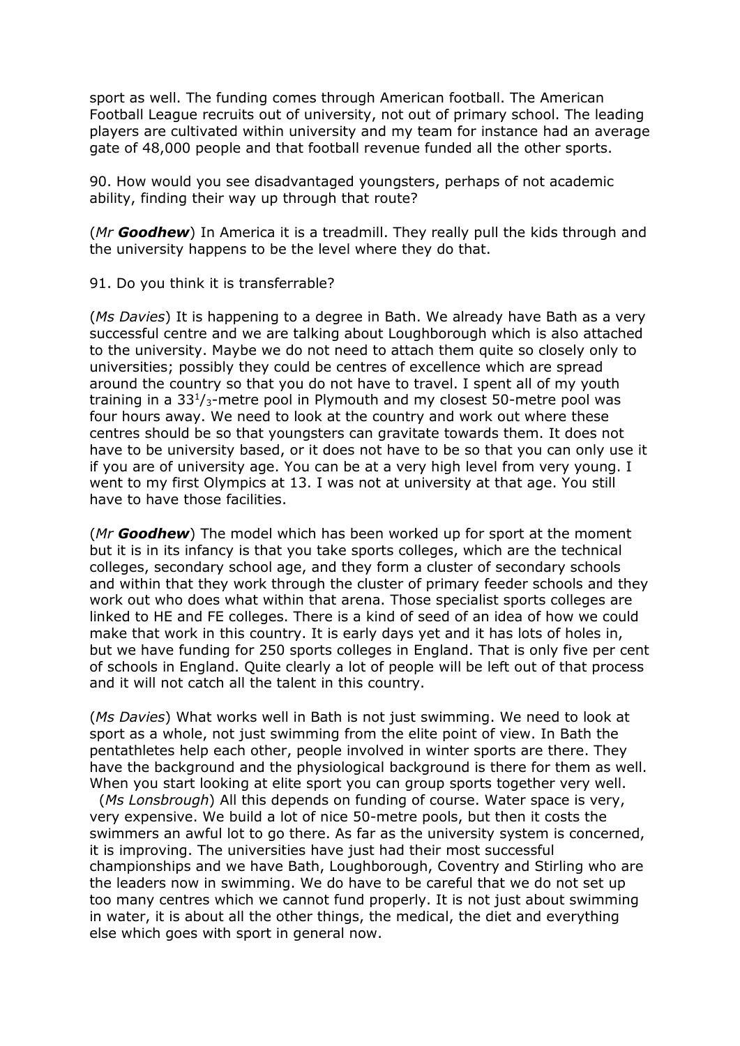sport as well. The funding comes through American football. The American Football League recruits out of university, not out of primary school. The leading players are cultivated within university and my team for instance had an average gate of 48,000 people and that football revenue funded all the other sports.

90. How would you see disadvantaged youngsters, perhaps of not academic ability, finding their way up through that route?

(*Mr **Goodhew***) In America it is a treadmill. They really pull the kids through and the university happens to be the level where they do that.

91. Do you think it is transferrable?

(*Ms Davies*) It is happening to a degree in Bath. We already have Bath as a very successful centre and we are talking about Loughborough which is also attached to the university. Maybe we do not need to attach them quite so closely only to universities; possibly they could be centres of excellence which are spread around the country so that you do not have to travel. I spent all of my youth training in a $33^1/_3$-metre pool in Plymouth and my closest 50-metre pool was four hours away. We need to look at the country and work out where these centres should be so that youngsters can gravitate towards them. It does not have to be university based, or it does not have to be so that you can only use it if you are of university age. You can be at a very high level from very young. I went to my first Olympics at 13. I was not at university at that age. You still have to have those facilities.

(*Mr **Goodhew***) The model which has been worked up for sport at the moment but it is in its infancy is that you take sports colleges, which are the technical colleges, secondary school age, and they form a cluster of secondary schools and within that they work through the cluster of primary feeder schools and they work out who does what within that arena. Those specialist sports colleges are linked to HE and FE colleges. There is a kind of seed of an idea of how we could make that work in this country. It is early days yet and it has lots of holes in, but we have funding for 250 sports colleges in England. That is only five per cent of schools in England. Quite clearly a lot of people will be left out of that process and it will not catch all the talent in this country.

(*Ms Davies*) What works well in Bath is not just swimming. We need to look at sport as a whole, not just swimming from the elite point of view. In Bath the pentathletes help each other, people involved in winter sports are there. They have the background and the physiological background is there for them as well. When you start looking at elite sport you can group sports together very well.

(*Ms Lonsbrough*) All this depends on funding of course. Water space is very, very expensive. We build a lot of nice 50-metre pools, but then it costs the swimmers an awful lot to go there. As far as the university system is concerned, it is improving. The universities have just had their most successful championships and we have Bath, Loughborough, Coventry and Stirling who are the leaders now in swimming. We do have to be careful that we do not set up too many centres which we cannot fund properly. It is not just about swimming in water, it is about all the other things, the medical, the diet and everything else which goes with sport in general now.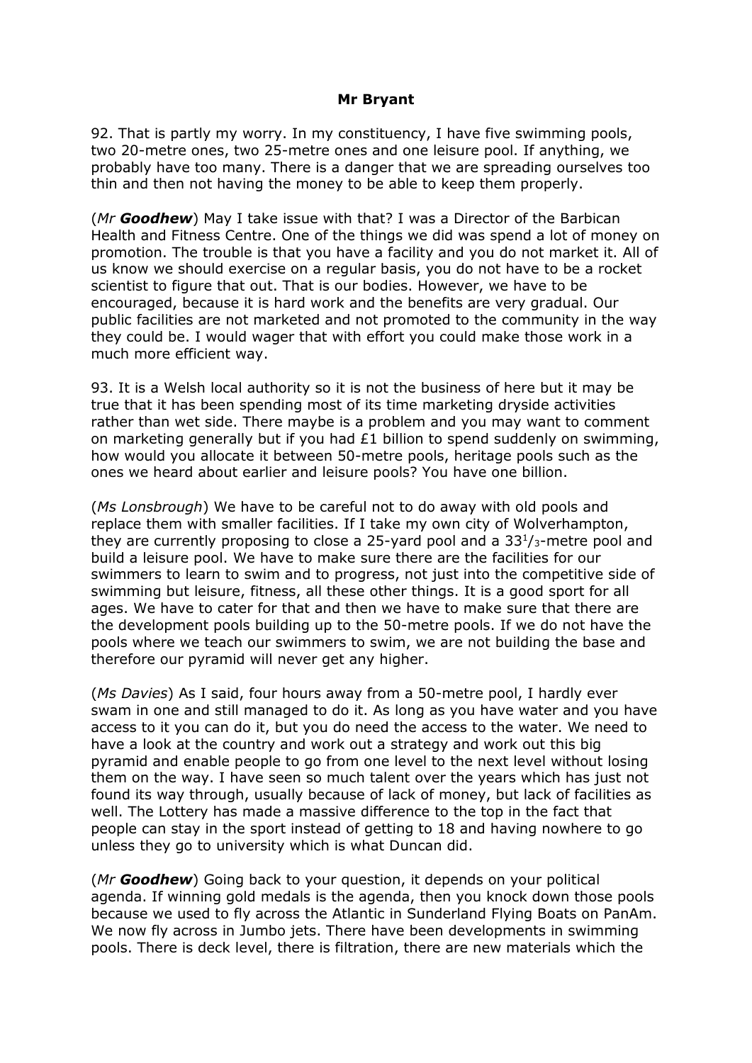**Mr Bryant**

92. That is partly my worry. In my constituency, I have five swimming pools, two 20-metre ones, two 25-metre ones and one leisure pool. If anything, we probably have too many. There is a danger that we are spreading ourselves too thin and then not having the money to be able to keep them properly.

(*Mr* ***Goodhew***) May I take issue with that? I was a Director of the Barbican Health and Fitness Centre. One of the things we did was spend a lot of money on promotion. The trouble is that you have a facility and you do not market it. All of us know we should exercise on a regular basis, you do not have to be a rocket scientist to figure that out. That is our bodies. However, we have to be encouraged, because it is hard work and the benefits are very gradual. Our public facilities are not marketed and not promoted to the community in the way they could be. I would wager that with effort you could make those work in a much more efficient way.

93. It is a Welsh local authority so it is not the business of here but it may be true that it has been spending most of its time marketing dryside activities rather than wet side. There maybe is a problem and you may want to comment on marketing generally but if you had £1 billion to spend suddenly on swimming, how would you allocate it between 50-metre pools, heritage pools such as the ones we heard about earlier and leisure pools? You have one billion.

(*Ms Lonsbrough*) We have to be careful not to do away with old pools and replace them with smaller facilities. If I take my own city of Wolverhampton, they are currently proposing to close a 25-yard pool and a $33^1/_3$-metre pool and build a leisure pool. We have to make sure there are the facilities for our swimmers to learn to swim and to progress, not just into the competitive side of swimming but leisure, fitness, all these other things. It is a good sport for all ages. We have to cater for that and then we have to make sure that there are the development pools building up to the 50-metre pools. If we do not have the pools where we teach our swimmers to swim, we are not building the base and therefore our pyramid will never get any higher.

(*Ms Davies*) As I said, four hours away from a 50-metre pool, I hardly ever swam in one and still managed to do it. As long as you have water and you have access to it you can do it, but you do need the access to the water. We need to have a look at the country and work out a strategy and work out this big pyramid and enable people to go from one level to the next level without losing them on the way. I have seen so much talent over the years which has just not found its way through, usually because of lack of money, but lack of facilities as well. The Lottery has made a massive difference to the top in the fact that people can stay in the sport instead of getting to 18 and having nowhere to go unless they go to university which is what Duncan did.

(*Mr* ***Goodhew***) Going back to your question, it depends on your political agenda. If winning gold medals is the agenda, then you knock down those pools because we used to fly across the Atlantic in Sunderland Flying Boats on PanAm. We now fly across in Jumbo jets. There have been developments in swimming pools. There is deck level, there is filtration, there are new materials which the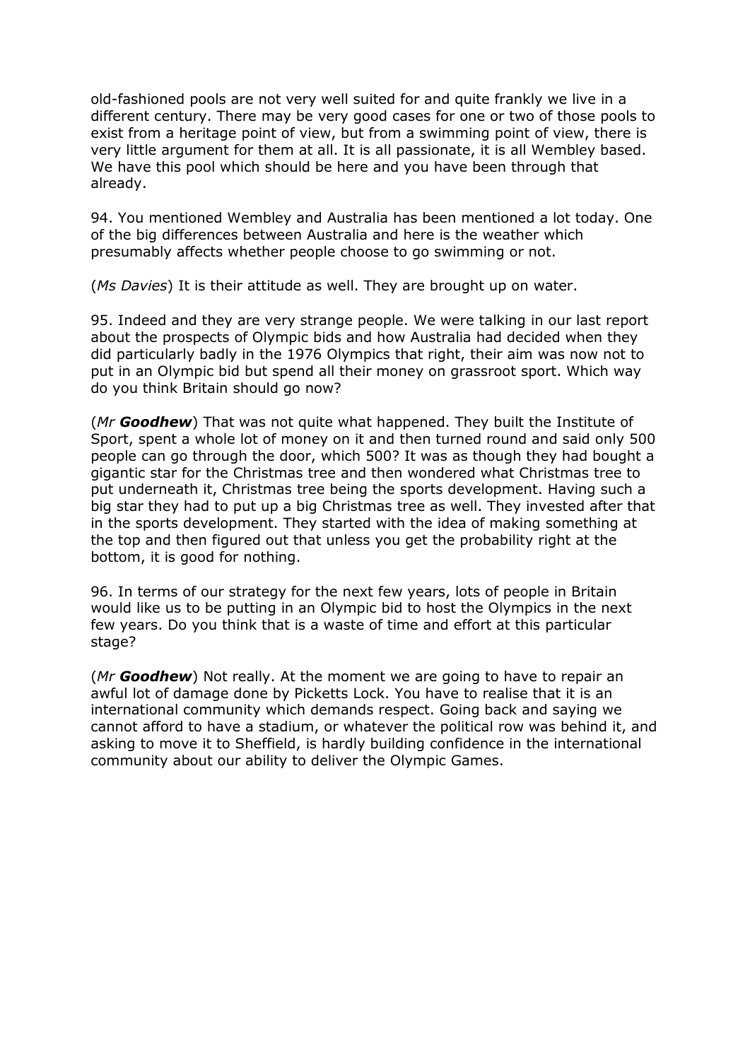old-fashioned pools are not very well suited for and quite frankly we live in a different century. There may be very good cases for one or two of those pools to exist from a heritage point of view, but from a swimming point of view, there is very little argument for them at all. It is all passionate, it is all Wembley based. We have this pool which should be here and you have been through that already.

94. You mentioned Wembley and Australia has been mentioned a lot today. One of the big differences between Australia and here is the weather which presumably affects whether people choose to go swimming or not.

(*Ms Davies*) It is their attitude as well. They are brought up on water.

95. Indeed and they are very strange people. We were talking in our last report about the prospects of Olympic bids and how Australia had decided when they did particularly badly in the 1976 Olympics that right, their aim was now not to put in an Olympic bid but spend all their money on grassroot sport. Which way do you think Britain should go now?

(*Mr **Goodhew***) That was not quite what happened. They built the Institute of Sport, spent a whole lot of money on it and then turned round and said only 500 people can go through the door, which 500? It was as though they had bought a gigantic star for the Christmas tree and then wondered what Christmas tree to put underneath it, Christmas tree being the sports development. Having such a big star they had to put up a big Christmas tree as well. They invested after that in the sports development. They started with the idea of making something at the top and then figured out that unless you get the probability right at the bottom, it is good for nothing.

96. In terms of our strategy for the next few years, lots of people in Britain would like us to be putting in an Olympic bid to host the Olympics in the next few years. Do you think that is a waste of time and effort at this particular stage?

(*Mr **Goodhew***) Not really. At the moment we are going to have to repair an awful lot of damage done by Picketts Lock. You have to realise that it is an international community which demands respect. Going back and saying we cannot afford to have a stadium, or whatever the political row was behind it, and asking to move it to Sheffield, is hardly building confidence in the international community about our ability to deliver the Olympic Games.